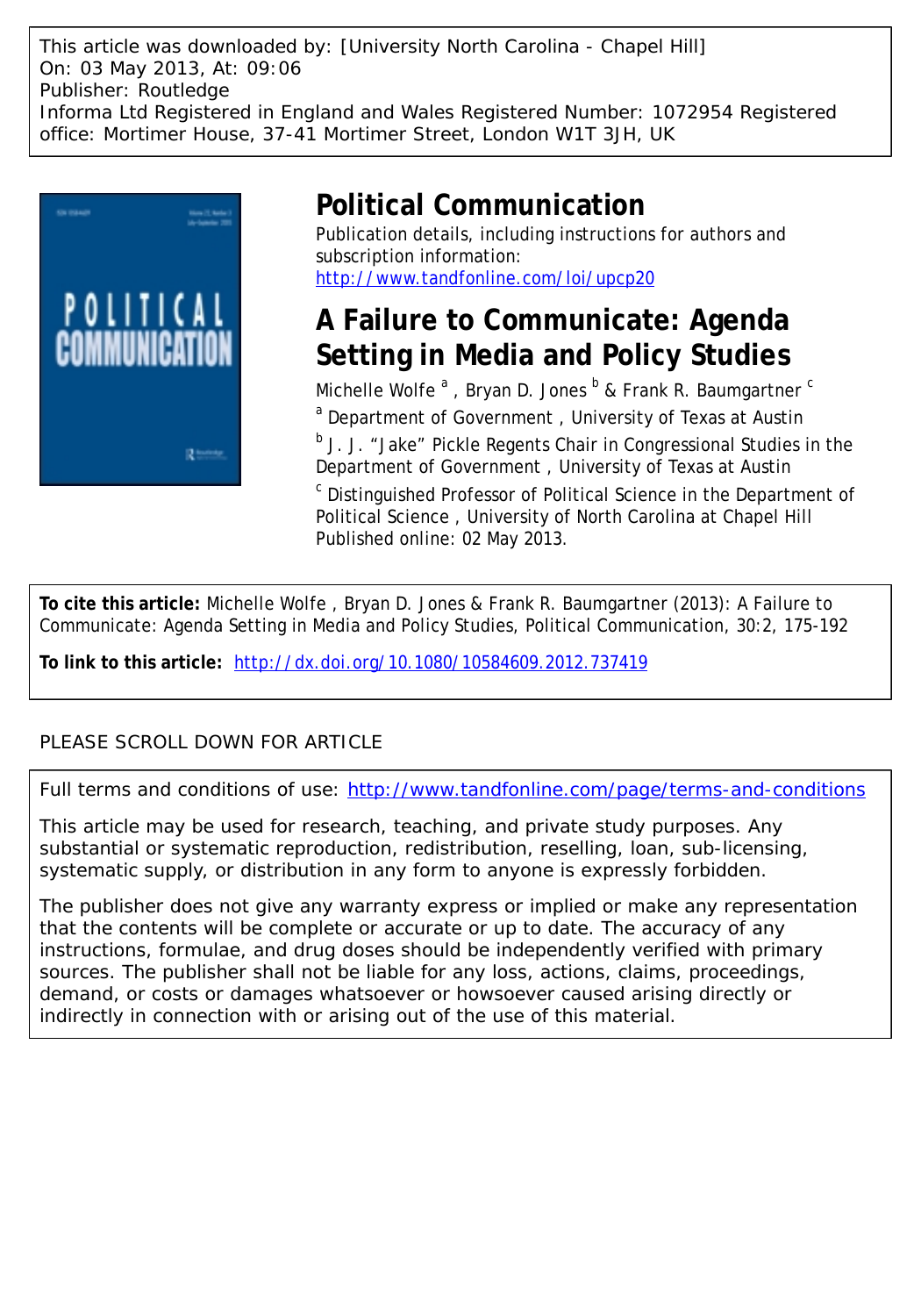This article was downloaded by: [University North Carolina - Chapel Hill]
On: 03 May 2013, At: 09:06
Publisher: Routledge
Informa Ltd Registered in England and Wales Registered Number: 1072954 Registered office: Mortimer House, 37-41 Mortimer Street, London W1T 3JH, UK

# Political Communication

Publication details, including instructions for authors and subscription information:
http://www.tandfonline.com/loi/upcp20

# A Failure to Communicate: Agenda Setting in Media and Policy Studies

Michelle Wolfe [a] , Bryan D. Jones [b] & Frank R. Baumgartner [c]

[a] Department of Government , University of Texas at Austin

[b] J. J. "Jake" Pickle Regents Chair in Congressional Studies in the Department of Government , University of Texas at Austin

[c] Distinguished Professor of Political Science in the Department of Political Science , University of North Carolina at Chapel Hill

Published online: 02 May 2013.

**To cite this article:** Michelle Wolfe , Bryan D. Jones & Frank R. Baumgartner (2013): A Failure to Communicate: Agenda Setting in Media and Policy Studies, Political Communication, 30:2, 175-192

**To link to this article:** http://dx.doi.org/10.1080/10584609.2012.737419

PLEASE SCROLL DOWN FOR ARTICLE

Full terms and conditions of use: http://www.tandfonline.com/page/terms-and-conditions

This article may be used for research, teaching, and private study purposes. Any substantial or systematic reproduction, redistribution, reselling, loan, sub-licensing, systematic supply, or distribution in any form to anyone is expressly forbidden.

The publisher does not give any warranty express or implied or make any representation that the contents will be complete or accurate or up to date. The accuracy of any instructions, formulae, and drug doses should be independently verified with primary sources. The publisher shall not be liable for any loss, actions, claims, proceedings, demand, or costs or damages whatsoever or howsoever caused arising directly or indirectly in connection with or arising out of the use of this material.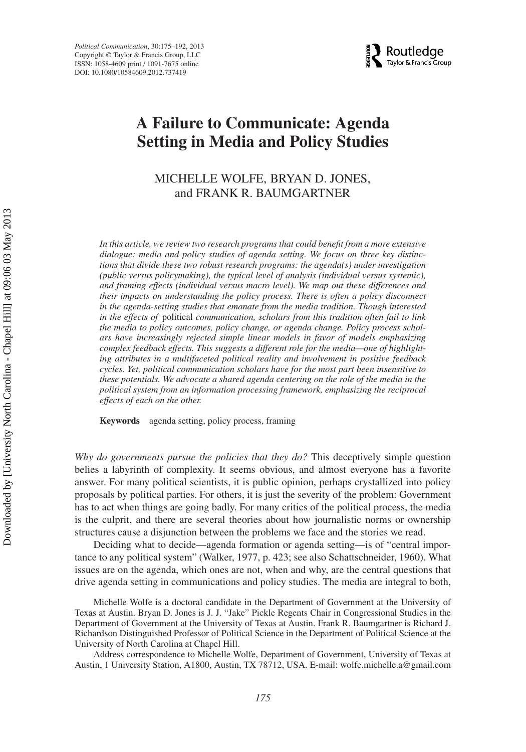# A Failure to Communicate: Agenda Setting in Media and Policy Studies

MICHELLE WOLFE, BRYAN D. JONES, and FRANK R. BAUMGARTNER

*In this article, we review two research programs that could benefit from a more extensive dialogue: media and policy studies of agenda setting. We focus on three key distinctions that divide these two robust research programs: the agenda(s) under investigation (public versus policymaking), the typical level of analysis (individual versus systemic), and framing effects (individual versus macro level). We map out these differences and their impacts on understanding the policy process. There is often a policy disconnect in the agenda-setting studies that emanate from the media tradition. Though interested in the effects of* political *communication, scholars from this tradition often fail to link the media to policy outcomes, policy change, or agenda change. Policy process scholars have increasingly rejected simple linear models in favor of models emphasizing complex feedback effects. This suggests a different role for the media—one of highlighting attributes in a multifaceted political reality and involvement in positive feedback cycles. Yet, political communication scholars have for the most part been insensitive to these potentials. We advocate a shared agenda centering on the role of the media in the political system from an information processing framework, emphasizing the reciprocal effects of each on the other.*

**Keywords** agenda setting, policy process, framing

*Why do governments pursue the policies that they do?* This deceptively simple question belies a labyrinth of complexity. It seems obvious, and almost everyone has a favorite answer. For many political scientists, it is public opinion, perhaps crystallized into policy proposals by political parties. For others, it is just the severity of the problem: Government has to act when things are going badly. For many critics of the political process, the media is the culprit, and there are several theories about how journalistic norms or ownership structures cause a disjunction between the problems we face and the stories we read.

Deciding what to decide—agenda formation or agenda setting—is of "central importance to any political system" (Walker, 1977, p. 423; see also Schattschneider, 1960). What issues are on the agenda, which ones are not, when and why, are the central questions that drive agenda setting in communications and policy studies. The media are integral to both,

Michelle Wolfe is a doctoral candidate in the Department of Government at the University of Texas at Austin. Bryan D. Jones is J. J. "Jake" Pickle Regents Chair in Congressional Studies in the Department of Government at the University of Texas at Austin. Frank R. Baumgartner is Richard J. Richardson Distinguished Professor of Political Science in the Department of Political Science at the University of North Carolina at Chapel Hill.

Address correspondence to Michelle Wolfe, Department of Government, University of Texas at Austin, 1 University Station, A1800, Austin, TX 78712, USA. E-mail: wolfe.michelle.a@gmail.com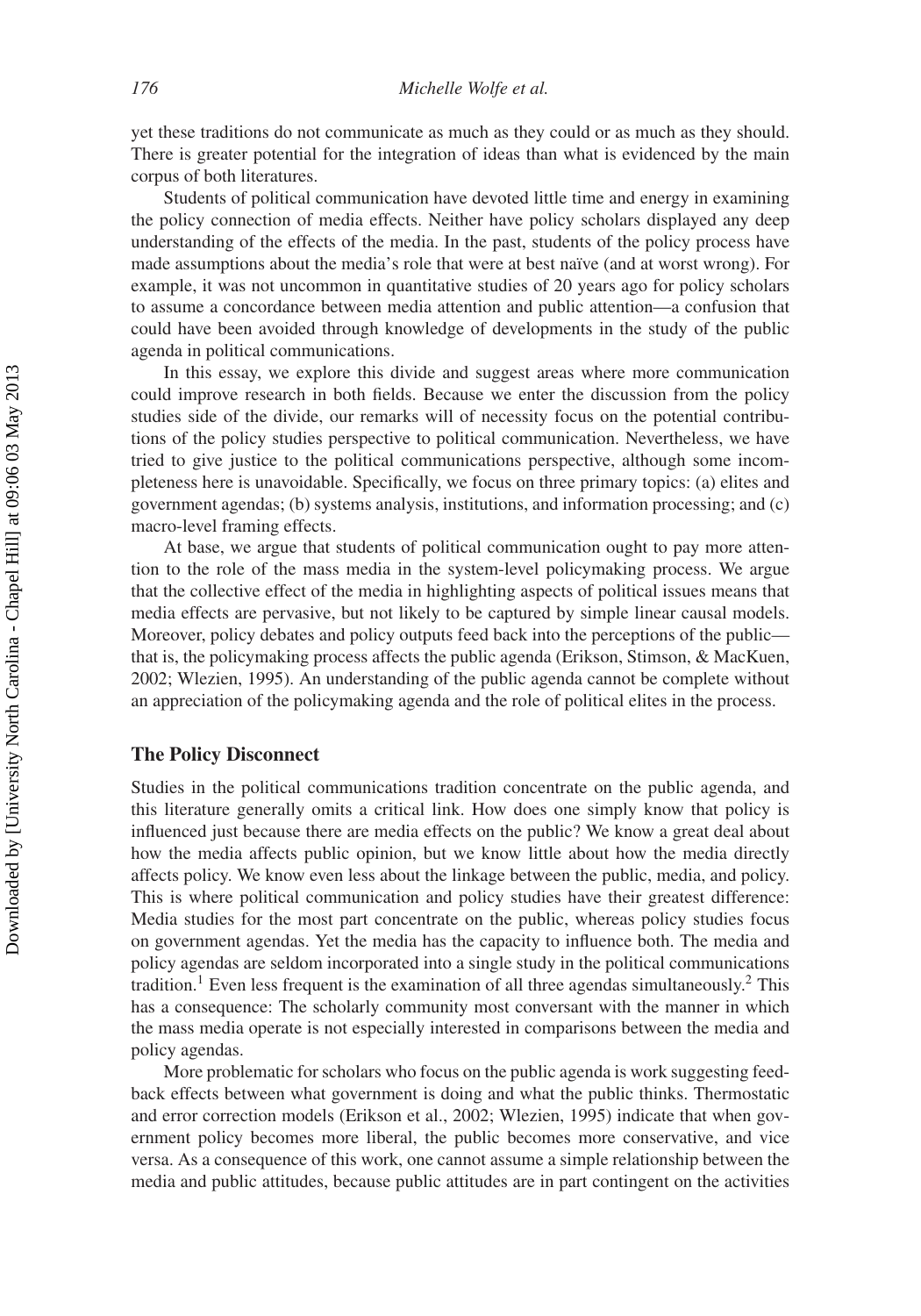yet these traditions do not communicate as much as they could or as much as they should. There is greater potential for the integration of ideas than what is evidenced by the main corpus of both literatures.

Students of political communication have devoted little time and energy in examining the policy connection of media effects. Neither have policy scholars displayed any deep understanding of the effects of the media. In the past, students of the policy process have made assumptions about the media's role that were at best naïve (and at worst wrong). For example, it was not uncommon in quantitative studies of 20 years ago for policy scholars to assume a concordance between media attention and public attention—a confusion that could have been avoided through knowledge of developments in the study of the public agenda in political communications.

In this essay, we explore this divide and suggest areas where more communication could improve research in both fields. Because we enter the discussion from the policy studies side of the divide, our remarks will of necessity focus on the potential contributions of the policy studies perspective to political communication. Nevertheless, we have tried to give justice to the political communications perspective, although some incompleteness here is unavoidable. Specifically, we focus on three primary topics: (a) elites and government agendas; (b) systems analysis, institutions, and information processing; and (c) macro-level framing effects.

At base, we argue that students of political communication ought to pay more attention to the role of the mass media in the system-level policymaking process. We argue that the collective effect of the media in highlighting aspects of political issues means that media effects are pervasive, but not likely to be captured by simple linear causal models. Moreover, policy debates and policy outputs feed back into the perceptions of the public—that is, the policymaking process affects the public agenda (Erikson, Stimson, & MacKuen, 2002; Wlezien, 1995). An understanding of the public agenda cannot be complete without an appreciation of the policymaking agenda and the role of political elites in the process.

## The Policy Disconnect

Studies in the political communications tradition concentrate on the public agenda, and this literature generally omits a critical link. How does one simply know that policy is influenced just because there are media effects on the public? We know a great deal about how the media affects public opinion, but we know little about how the media directly affects policy. We know even less about the linkage between the public, media, and policy. This is where political communication and policy studies have their greatest difference: Media studies for the most part concentrate on the public, whereas policy studies focus on government agendas. Yet the media has the capacity to influence both. The media and policy agendas are seldom incorporated into a single study in the political communications tradition.[1] Even less frequent is the examination of all three agendas simultaneously.[2] This has a consequence: The scholarly community most conversant with the manner in which the mass media operate is not especially interested in comparisons between the media and policy agendas.

More problematic for scholars who focus on the public agenda is work suggesting feedback effects between what government is doing and what the public thinks. Thermostatic and error correction models (Erikson et al., 2002; Wlezien, 1995) indicate that when government policy becomes more liberal, the public becomes more conservative, and vice versa. As a consequence of this work, one cannot assume a simple relationship between the media and public attitudes, because public attitudes are in part contingent on the activities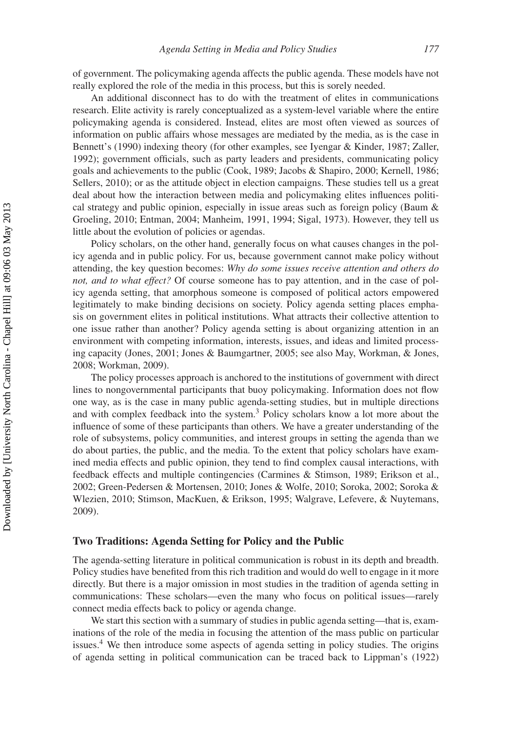of government. The policymaking agenda affects the public agenda. These models have not really explored the role of the media in this process, but this is sorely needed.

An additional disconnect has to do with the treatment of elites in communications research. Elite activity is rarely conceptualized as a system-level variable where the entire policymaking agenda is considered. Instead, elites are most often viewed as sources of information on public affairs whose messages are mediated by the media, as is the case in Bennett's (1990) indexing theory (for other examples, see Iyengar & Kinder, 1987; Zaller, 1992); government officials, such as party leaders and presidents, communicating policy goals and achievements to the public (Cook, 1989; Jacobs & Shapiro, 2000; Kernell, 1986; Sellers, 2010); or as the attitude object in election campaigns. These studies tell us a great deal about how the interaction between media and policymaking elites influences political strategy and public opinion, especially in issue areas such as foreign policy (Baum & Groeling, 2010; Entman, 2004; Manheim, 1991, 1994; Sigal, 1973). However, they tell us little about the evolution of policies or agendas.

Policy scholars, on the other hand, generally focus on what causes changes in the policy agenda and in public policy. For us, because government cannot make policy without attending, the key question becomes: *Why do some issues receive attention and others do not, and to what effect?* Of course someone has to pay attention, and in the case of policy agenda setting, that amorphous someone is composed of political actors empowered legitimately to make binding decisions on society. Policy agenda setting places emphasis on government elites in political institutions. What attracts their collective attention to one issue rather than another? Policy agenda setting is about organizing attention in an environment with competing information, interests, issues, and ideas and limited processing capacity (Jones, 2001; Jones & Baumgartner, 2005; see also May, Workman, & Jones, 2008; Workman, 2009).

The policy processes approach is anchored to the institutions of government with direct lines to nongovernmental participants that buoy policymaking. Information does not flow one way, as is the case in many public agenda-setting studies, but in multiple directions and with complex feedback into the system.[3] Policy scholars know a lot more about the influence of some of these participants than others. We have a greater understanding of the role of subsystems, policy communities, and interest groups in setting the agenda than we do about parties, the public, and the media. To the extent that policy scholars have examined media effects and public opinion, they tend to find complex causal interactions, with feedback effects and multiple contingencies (Carmines & Stimson, 1989; Erikson et al., 2002; Green-Pedersen & Mortensen, 2010; Jones & Wolfe, 2010; Soroka, 2002; Soroka & Wlezien, 2010; Stimson, MacKuen, & Erikson, 1995; Walgrave, Lefevere, & Nuytemans, 2009).

## Two Traditions: Agenda Setting for Policy and the Public

The agenda-setting literature in political communication is robust in its depth and breadth. Policy studies have benefited from this rich tradition and would do well to engage in it more directly. But there is a major omission in most studies in the tradition of agenda setting in communications: These scholars—even the many who focus on political issues—rarely connect media effects back to policy or agenda change.

We start this section with a summary of studies in public agenda setting—that is, examinations of the role of the media in focusing the attention of the mass public on particular issues.[4] We then introduce some aspects of agenda setting in policy studies. The origins of agenda setting in political communication can be traced back to Lippman's (1922)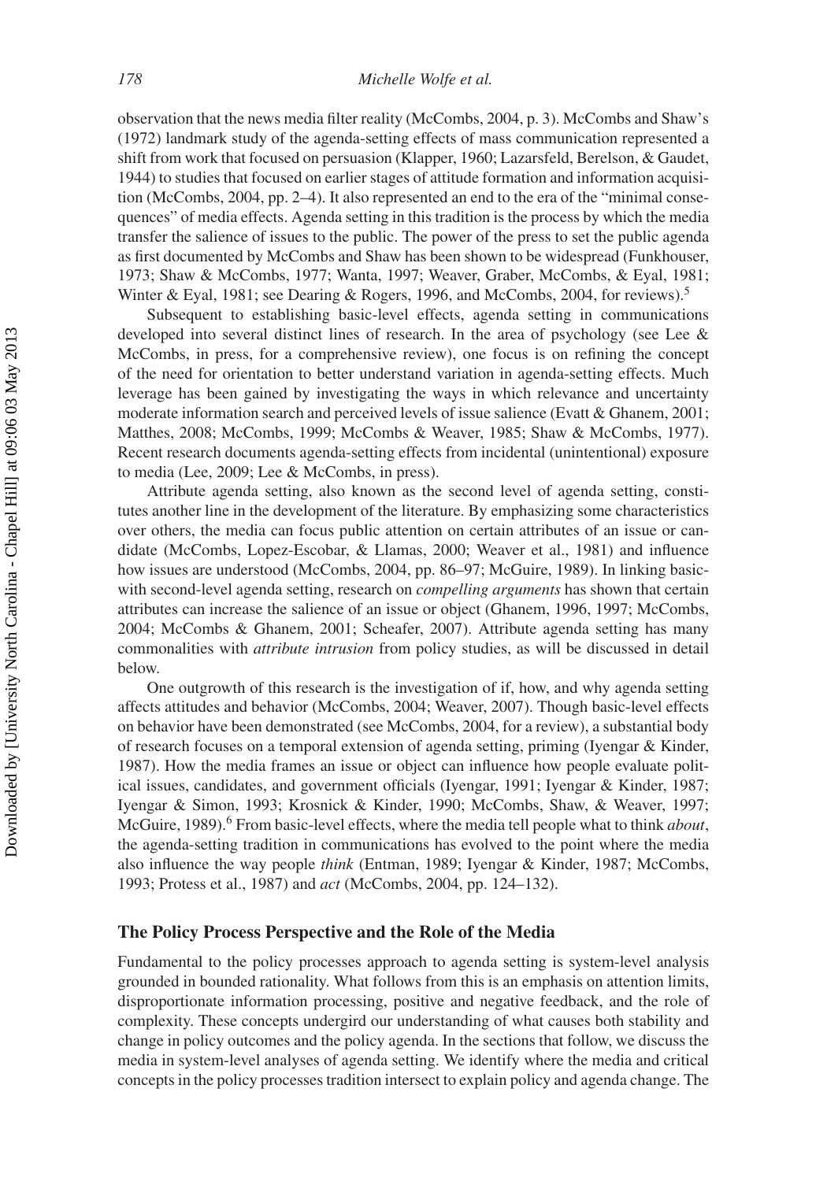observation that the news media filter reality (McCombs, 2004, p. 3). McCombs and Shaw's (1972) landmark study of the agenda-setting effects of mass communication represented a shift from work that focused on persuasion (Klapper, 1960; Lazarsfeld, Berelson, & Gaudet, 1944) to studies that focused on earlier stages of attitude formation and information acquisition (McCombs, 2004, pp. 2–4). It also represented an end to the era of the "minimal consequences" of media effects. Agenda setting in this tradition is the process by which the media transfer the salience of issues to the public. The power of the press to set the public agenda as first documented by McCombs and Shaw has been shown to be widespread (Funkhouser, 1973; Shaw & McCombs, 1977; Wanta, 1997; Weaver, Graber, McCombs, & Eyal, 1981; Winter & Eyal, 1981; see Dearing & Rogers, 1996, and McCombs, 2004, for reviews).[5]

Subsequent to establishing basic-level effects, agenda setting in communications developed into several distinct lines of research. In the area of psychology (see Lee & McCombs, in press, for a comprehensive review), one focus is on refining the concept of the need for orientation to better understand variation in agenda-setting effects. Much leverage has been gained by investigating the ways in which relevance and uncertainty moderate information search and perceived levels of issue salience (Evatt & Ghanem, 2001; Matthes, 2008; McCombs, 1999; McCombs & Weaver, 1985; Shaw & McCombs, 1977). Recent research documents agenda-setting effects from incidental (unintentional) exposure to media (Lee, 2009; Lee & McCombs, in press).

Attribute agenda setting, also known as the second level of agenda setting, constitutes another line in the development of the literature. By emphasizing some characteristics over others, the media can focus public attention on certain attributes of an issue or candidate (McCombs, Lopez-Escobar, & Llamas, 2000; Weaver et al., 1981) and influence how issues are understood (McCombs, 2004, pp. 86–97; McGuire, 1989). In linking basic-with second-level agenda setting, research on *compelling arguments* has shown that certain attributes can increase the salience of an issue or object (Ghanem, 1996, 1997; McCombs, 2004; McCombs & Ghanem, 2001; Scheafer, 2007). Attribute agenda setting has many commonalities with *attribute intrusion* from policy studies, as will be discussed in detail below.

One outgrowth of this research is the investigation of if, how, and why agenda setting affects attitudes and behavior (McCombs, 2004; Weaver, 2007). Though basic-level effects on behavior have been demonstrated (see McCombs, 2004, for a review), a substantial body of research focuses on a temporal extension of agenda setting, priming (Iyengar & Kinder, 1987). How the media frames an issue or object can influence how people evaluate political issues, candidates, and government officials (Iyengar, 1991; Iyengar & Kinder, 1987; Iyengar & Simon, 1993; Krosnick & Kinder, 1990; McCombs, Shaw, & Weaver, 1997; McGuire, 1989).[6] From basic-level effects, where the media tell people what to think *about*, the agenda-setting tradition in communications has evolved to the point where the media also influence the way people *think* (Entman, 1989; Iyengar & Kinder, 1987; McCombs, 1993; Protess et al., 1987) and *act* (McCombs, 2004, pp. 124–132).

## The Policy Process Perspective and the Role of the Media

Fundamental to the policy processes approach to agenda setting is system-level analysis grounded in bounded rationality. What follows from this is an emphasis on attention limits, disproportionate information processing, positive and negative feedback, and the role of complexity. These concepts undergird our understanding of what causes both stability and change in policy outcomes and the policy agenda. In the sections that follow, we discuss the media in system-level analyses of agenda setting. We identify where the media and critical concepts in the policy processes tradition intersect to explain policy and agenda change. The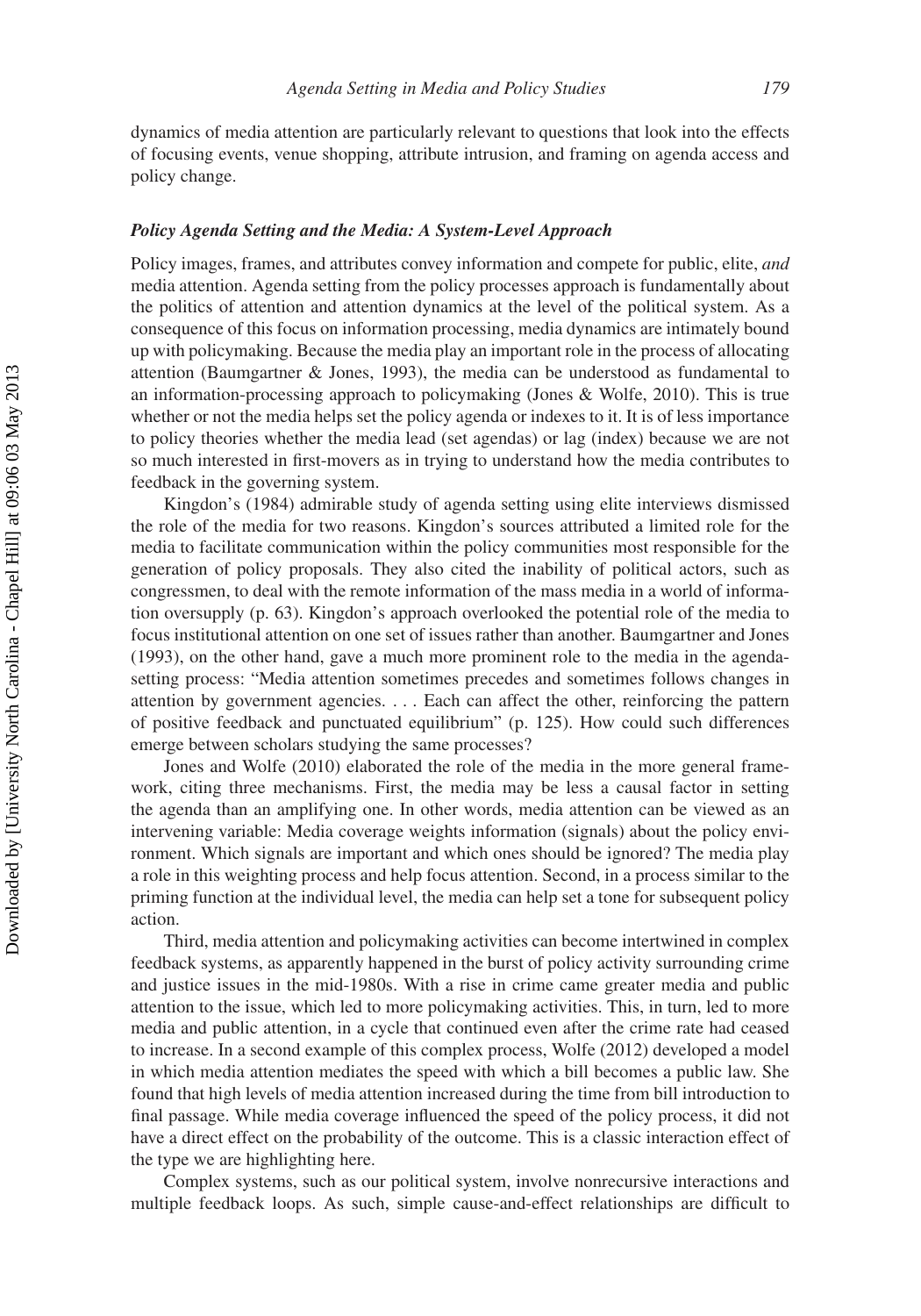dynamics of media attention are particularly relevant to questions that look into the effects of focusing events, venue shopping, attribute intrusion, and framing on agenda access and policy change.

### *Policy Agenda Setting and the Media: A System-Level Approach*

Policy images, frames, and attributes convey information and compete for public, elite, *and* media attention. Agenda setting from the policy processes approach is fundamentally about the politics of attention and attention dynamics at the level of the political system. As a consequence of this focus on information processing, media dynamics are intimately bound up with policymaking. Because the media play an important role in the process of allocating attention (Baumgartner & Jones, 1993), the media can be understood as fundamental to an information-processing approach to policymaking (Jones & Wolfe, 2010). This is true whether or not the media helps set the policy agenda or indexes to it. It is of less importance to policy theories whether the media lead (set agendas) or lag (index) because we are not so much interested in first-movers as in trying to understand how the media contributes to feedback in the governing system.

Kingdon's (1984) admirable study of agenda setting using elite interviews dismissed the role of the media for two reasons. Kingdon's sources attributed a limited role for the media to facilitate communication within the policy communities most responsible for the generation of policy proposals. They also cited the inability of political actors, such as congressmen, to deal with the remote information of the mass media in a world of information oversupply (p. 63). Kingdon's approach overlooked the potential role of the media to focus institutional attention on one set of issues rather than another. Baumgartner and Jones (1993), on the other hand, gave a much more prominent role to the media in the agenda-setting process: "Media attention sometimes precedes and sometimes follows changes in attention by government agencies. . . . Each can affect the other, reinforcing the pattern of positive feedback and punctuated equilibrium" (p. 125). How could such differences emerge between scholars studying the same processes?

Jones and Wolfe (2010) elaborated the role of the media in the more general framework, citing three mechanisms. First, the media may be less a causal factor in setting the agenda than an amplifying one. In other words, media attention can be viewed as an intervening variable: Media coverage weights information (signals) about the policy environment. Which signals are important and which ones should be ignored? The media play a role in this weighting process and help focus attention. Second, in a process similar to the priming function at the individual level, the media can help set a tone for subsequent policy action.

Third, media attention and policymaking activities can become intertwined in complex feedback systems, as apparently happened in the burst of policy activity surrounding crime and justice issues in the mid-1980s. With a rise in crime came greater media and public attention to the issue, which led to more policymaking activities. This, in turn, led to more media and public attention, in a cycle that continued even after the crime rate had ceased to increase. In a second example of this complex process, Wolfe (2012) developed a model in which media attention mediates the speed with which a bill becomes a public law. She found that high levels of media attention increased during the time from bill introduction to final passage. While media coverage influenced the speed of the policy process, it did not have a direct effect on the probability of the outcome. This is a classic interaction effect of the type we are highlighting here.

Complex systems, such as our political system, involve nonrecursive interactions and multiple feedback loops. As such, simple cause-and-effect relationships are difficult to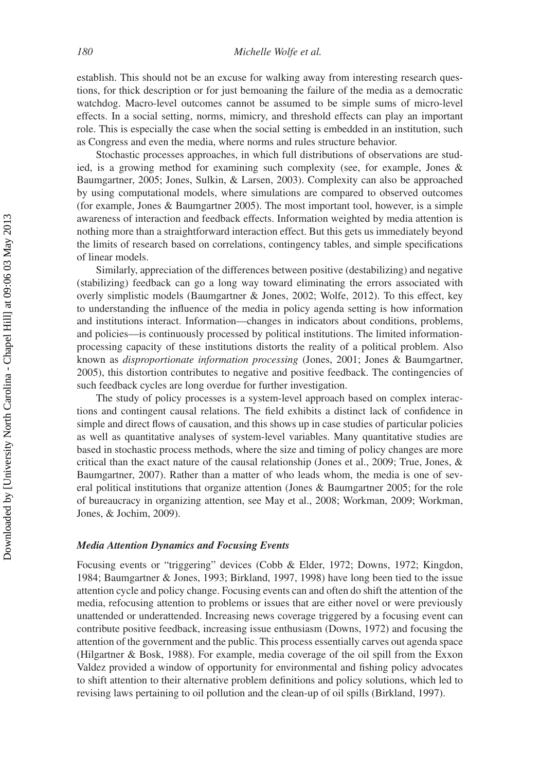establish. This should not be an excuse for walking away from interesting research questions, for thick description or for just bemoaning the failure of the media as a democratic watchdog. Macro-level outcomes cannot be assumed to be simple sums of micro-level effects. In a social setting, norms, mimicry, and threshold effects can play an important role. This is especially the case when the social setting is embedded in an institution, such as Congress and even the media, where norms and rules structure behavior.

Stochastic processes approaches, in which full distributions of observations are studied, is a growing method for examining such complexity (see, for example, Jones & Baumgartner, 2005; Jones, Sulkin, & Larsen, 2003). Complexity can also be approached by using computational models, where simulations are compared to observed outcomes (for example, Jones & Baumgartner 2005). The most important tool, however, is a simple awareness of interaction and feedback effects. Information weighted by media attention is nothing more than a straightforward interaction effect. But this gets us immediately beyond the limits of research based on correlations, contingency tables, and simple specifications of linear models.

Similarly, appreciation of the differences between positive (destabilizing) and negative (stabilizing) feedback can go a long way toward eliminating the errors associated with overly simplistic models (Baumgartner & Jones, 2002; Wolfe, 2012). To this effect, key to understanding the influence of the media in policy agenda setting is how information and institutions interact. Information—changes in indicators about conditions, problems, and policies—is continuously processed by political institutions. The limited information-processing capacity of these institutions distorts the reality of a political problem. Also known as *disproportionate information processing* (Jones, 2001; Jones & Baumgartner, 2005), this distortion contributes to negative and positive feedback. The contingencies of such feedback cycles are long overdue for further investigation.

The study of policy processes is a system-level approach based on complex interactions and contingent causal relations. The field exhibits a distinct lack of confidence in simple and direct flows of causation, and this shows up in case studies of particular policies as well as quantitative analyses of system-level variables. Many quantitative studies are based in stochastic process methods, where the size and timing of policy changes are more critical than the exact nature of the causal relationship (Jones et al., 2009; True, Jones, & Baumgartner, 2007). Rather than a matter of who leads whom, the media is one of several political institutions that organize attention (Jones & Baumgartner 2005; for the role of bureaucracy in organizing attention, see May et al., 2008; Workman, 2009; Workman, Jones, & Jochim, 2009).

### *Media Attention Dynamics and Focusing Events*

Focusing events or "triggering" devices (Cobb & Elder, 1972; Downs, 1972; Kingdon, 1984; Baumgartner & Jones, 1993; Birkland, 1997, 1998) have long been tied to the issue attention cycle and policy change. Focusing events can and often do shift the attention of the media, refocusing attention to problems or issues that are either novel or were previously unattended or underattended. Increasing news coverage triggered by a focusing event can contribute positive feedback, increasing issue enthusiasm (Downs, 1972) and focusing the attention of the government and the public. This process essentially carves out agenda space (Hilgartner & Bosk, 1988). For example, media coverage of the oil spill from the Exxon Valdez provided a window of opportunity for environmental and fishing policy advocates to shift attention to their alternative problem definitions and policy solutions, which led to revising laws pertaining to oil pollution and the clean-up of oil spills (Birkland, 1997).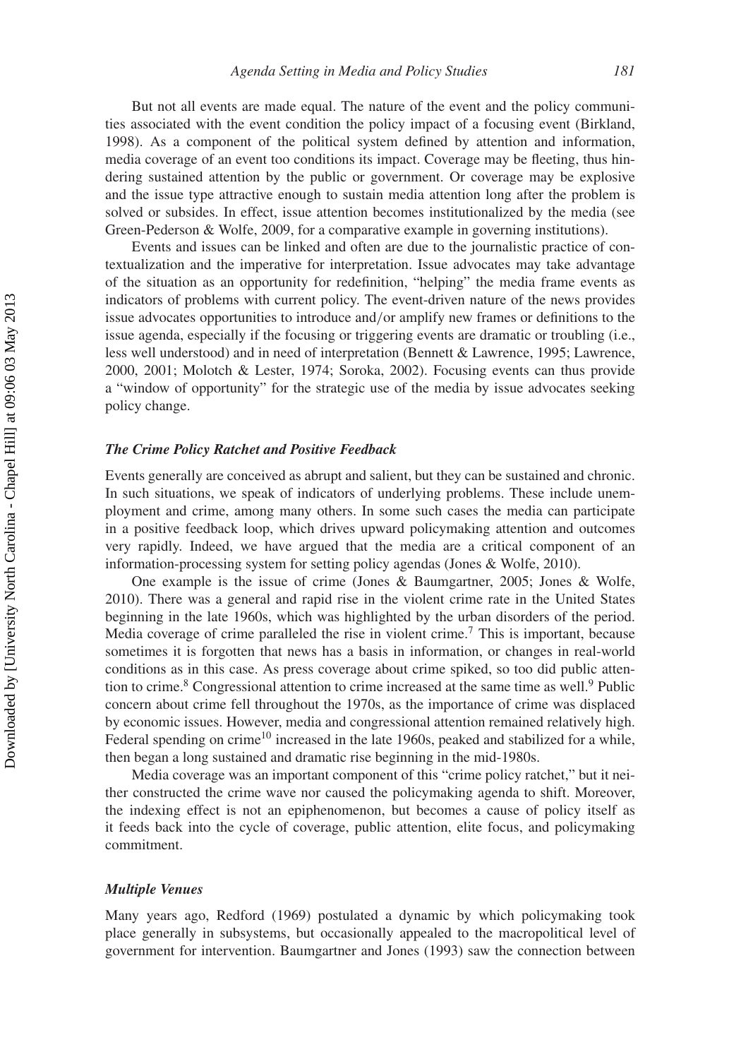But not all events are made equal. The nature of the event and the policy communities associated with the event condition the policy impact of a focusing event (Birkland, 1998). As a component of the political system defined by attention and information, media coverage of an event too conditions its impact. Coverage may be fleeting, thus hindering sustained attention by the public or government. Or coverage may be explosive and the issue type attractive enough to sustain media attention long after the problem is solved or subsides. In effect, issue attention becomes institutionalized by the media (see Green-Pederson & Wolfe, 2009, for a comparative example in governing institutions).

Events and issues can be linked and often are due to the journalistic practice of contextualization and the imperative for interpretation. Issue advocates may take advantage of the situation as an opportunity for redefinition, "helping" the media frame events as indicators of problems with current policy. The event-driven nature of the news provides issue advocates opportunities to introduce and/or amplify new frames or definitions to the issue agenda, especially if the focusing or triggering events are dramatic or troubling (i.e., less well understood) and in need of interpretation (Bennett & Lawrence, 1995; Lawrence, 2000, 2001; Molotch & Lester, 1974; Soroka, 2002). Focusing events can thus provide a "window of opportunity" for the strategic use of the media by issue advocates seeking policy change.

### *The Crime Policy Ratchet and Positive Feedback*

Events generally are conceived as abrupt and salient, but they can be sustained and chronic. In such situations, we speak of indicators of underlying problems. These include unemployment and crime, among many others. In some such cases the media can participate in a positive feedback loop, which drives upward policymaking attention and outcomes very rapidly. Indeed, we have argued that the media are a critical component of an information-processing system for setting policy agendas (Jones & Wolfe, 2010).

One example is the issue of crime (Jones & Baumgartner, 2005; Jones & Wolfe, 2010). There was a general and rapid rise in the violent crime rate in the United States beginning in the late 1960s, which was highlighted by the urban disorders of the period. Media coverage of crime paralleled the rise in violent crime.[7] This is important, because sometimes it is forgotten that news has a basis in information, or changes in real-world conditions as in this case. As press coverage about crime spiked, so too did public attention to crime.[8] Congressional attention to crime increased at the same time as well.[9] Public concern about crime fell throughout the 1970s, as the importance of crime was displaced by economic issues. However, media and congressional attention remained relatively high. Federal spending on crime[10] increased in the late 1960s, peaked and stabilized for a while, then began a long sustained and dramatic rise beginning in the mid-1980s.

Media coverage was an important component of this "crime policy ratchet," but it neither constructed the crime wave nor caused the policymaking agenda to shift. Moreover, the indexing effect is not an epiphenomenon, but becomes a cause of policy itself as it feeds back into the cycle of coverage, public attention, elite focus, and policymaking commitment.

### *Multiple Venues*

Many years ago, Redford (1969) postulated a dynamic by which policymaking took place generally in subsystems, but occasionally appealed to the macropolitical level of government for intervention. Baumgartner and Jones (1993) saw the connection between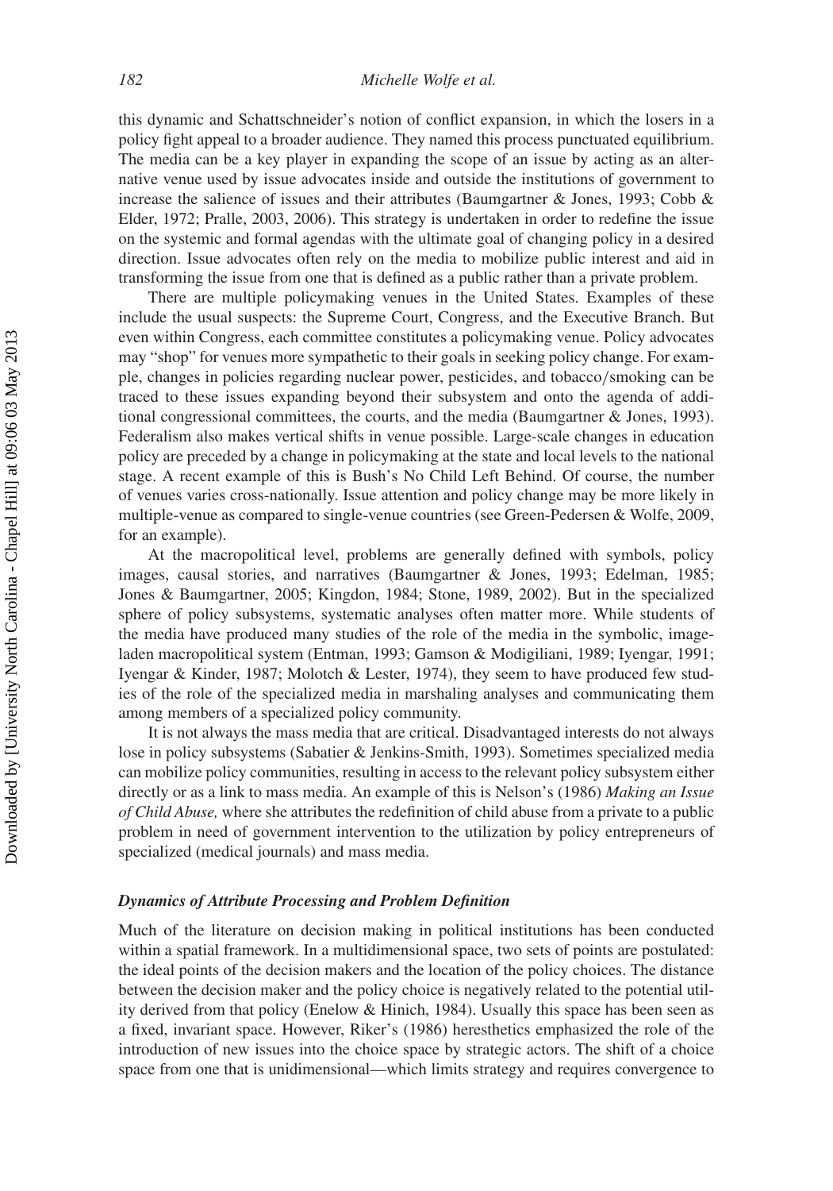this dynamic and Schattschneider's notion of conflict expansion, in which the losers in a policy fight appeal to a broader audience. They named this process punctuated equilibrium. The media can be a key player in expanding the scope of an issue by acting as an alternative venue used by issue advocates inside and outside the institutions of government to increase the salience of issues and their attributes (Baumgartner & Jones, 1993; Cobb & Elder, 1972; Pralle, 2003, 2006). This strategy is undertaken in order to redefine the issue on the systemic and formal agendas with the ultimate goal of changing policy in a desired direction. Issue advocates often rely on the media to mobilize public interest and aid in transforming the issue from one that is defined as a public rather than a private problem.

There are multiple policymaking venues in the United States. Examples of these include the usual suspects: the Supreme Court, Congress, and the Executive Branch. But even within Congress, each committee constitutes a policymaking venue. Policy advocates may "shop" for venues more sympathetic to their goals in seeking policy change. For example, changes in policies regarding nuclear power, pesticides, and tobacco/smoking can be traced to these issues expanding beyond their subsystem and onto the agenda of additional congressional committees, the courts, and the media (Baumgartner & Jones, 1993). Federalism also makes vertical shifts in venue possible. Large-scale changes in education policy are preceded by a change in policymaking at the state and local levels to the national stage. A recent example of this is Bush's No Child Left Behind. Of course, the number of venues varies cross-nationally. Issue attention and policy change may be more likely in multiple-venue as compared to single-venue countries (see Green-Pedersen & Wolfe, 2009, for an example).

At the macropolitical level, problems are generally defined with symbols, policy images, causal stories, and narratives (Baumgartner & Jones, 1993; Edelman, 1985; Jones & Baumgartner, 2005; Kingdon, 1984; Stone, 1989, 2002). But in the specialized sphere of policy subsystems, systematic analyses often matter more. While students of the media have produced many studies of the role of the media in the symbolic, image-laden macropolitical system (Entman, 1993; Gamson & Modigiliani, 1989; Iyengar, 1991; Iyengar & Kinder, 1987; Molotch & Lester, 1974), they seem to have produced few studies of the role of the specialized media in marshaling analyses and communicating them among members of a specialized policy community.

It is not always the mass media that are critical. Disadvantaged interests do not always lose in policy subsystems (Sabatier & Jenkins-Smith, 1993). Sometimes specialized media can mobilize policy communities, resulting in access to the relevant policy subsystem either directly or as a link to mass media. An example of this is Nelson's (1986) *Making an Issue of Child Abuse,* where she attributes the redefinition of child abuse from a private to a public problem in need of government intervention to the utilization by policy entrepreneurs of specialized (medical journals) and mass media.

### *Dynamics of Attribute Processing and Problem Definition*

Much of the literature on decision making in political institutions has been conducted within a spatial framework. In a multidimensional space, two sets of points are postulated: the ideal points of the decision makers and the location of the policy choices. The distance between the decision maker and the policy choice is negatively related to the potential utility derived from that policy (Enelow & Hinich, 1984). Usually this space has been seen as a fixed, invariant space. However, Riker's (1986) heresthetics emphasized the role of the introduction of new issues into the choice space by strategic actors. The shift of a choice space from one that is unidimensional—which limits strategy and requires convergence to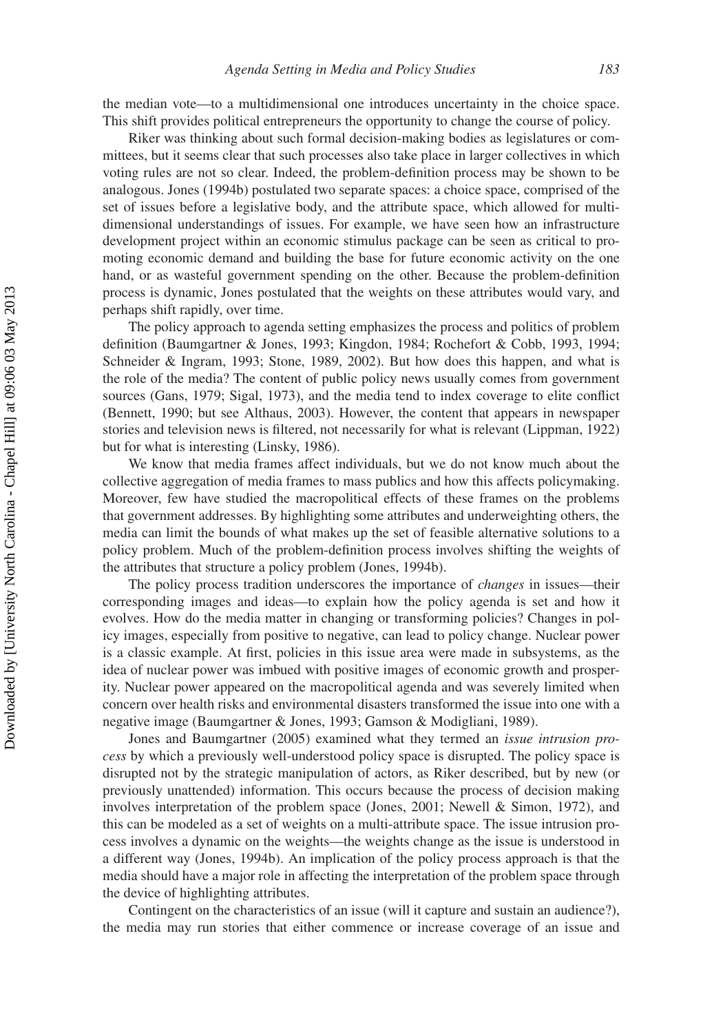the median vote—to a multidimensional one introduces uncertainty in the choice space. This shift provides political entrepreneurs the opportunity to change the course of policy.

Riker was thinking about such formal decision-making bodies as legislatures or committees, but it seems clear that such processes also take place in larger collectives in which voting rules are not so clear. Indeed, the problem-definition process may be shown to be analogous. Jones (1994b) postulated two separate spaces: a choice space, comprised of the set of issues before a legislative body, and the attribute space, which allowed for multidimensional understandings of issues. For example, we have seen how an infrastructure development project within an economic stimulus package can be seen as critical to promoting economic demand and building the base for future economic activity on the one hand, or as wasteful government spending on the other. Because the problem-definition process is dynamic, Jones postulated that the weights on these attributes would vary, and perhaps shift rapidly, over time.

The policy approach to agenda setting emphasizes the process and politics of problem definition (Baumgartner & Jones, 1993; Kingdon, 1984; Rochefort & Cobb, 1993, 1994; Schneider & Ingram, 1993; Stone, 1989, 2002). But how does this happen, and what is the role of the media? The content of public policy news usually comes from government sources (Gans, 1979; Sigal, 1973), and the media tend to index coverage to elite conflict (Bennett, 1990; but see Althaus, 2003). However, the content that appears in newspaper stories and television news is filtered, not necessarily for what is relevant (Lippman, 1922) but for what is interesting (Linsky, 1986).

We know that media frames affect individuals, but we do not know much about the collective aggregation of media frames to mass publics and how this affects policymaking. Moreover, few have studied the macropolitical effects of these frames on the problems that government addresses. By highlighting some attributes and underweighting others, the media can limit the bounds of what makes up the set of feasible alternative solutions to a policy problem. Much of the problem-definition process involves shifting the weights of the attributes that structure a policy problem (Jones, 1994b).

The policy process tradition underscores the importance of *changes* in issues—their corresponding images and ideas—to explain how the policy agenda is set and how it evolves. How do the media matter in changing or transforming policies? Changes in policy images, especially from positive to negative, can lead to policy change. Nuclear power is a classic example. At first, policies in this issue area were made in subsystems, as the idea of nuclear power was imbued with positive images of economic growth and prosperity. Nuclear power appeared on the macropolitical agenda and was severely limited when concern over health risks and environmental disasters transformed the issue into one with a negative image (Baumgartner & Jones, 1993; Gamson & Modigliani, 1989).

Jones and Baumgartner (2005) examined what they termed an *issue intrusion process* by which a previously well-understood policy space is disrupted. The policy space is disrupted not by the strategic manipulation of actors, as Riker described, but by new (or previously unattended) information. This occurs because the process of decision making involves interpretation of the problem space (Jones, 2001; Newell & Simon, 1972), and this can be modeled as a set of weights on a multi-attribute space. The issue intrusion process involves a dynamic on the weights—the weights change as the issue is understood in a different way (Jones, 1994b). An implication of the policy process approach is that the media should have a major role in affecting the interpretation of the problem space through the device of highlighting attributes.

Contingent on the characteristics of an issue (will it capture and sustain an audience?), the media may run stories that either commence or increase coverage of an issue and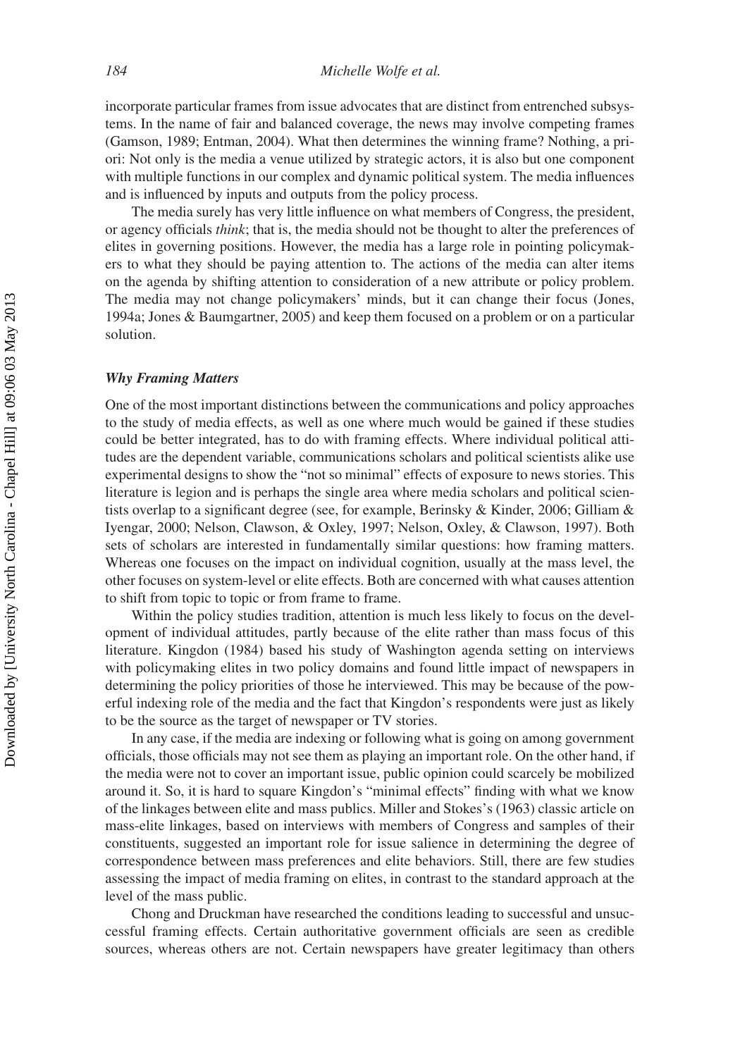incorporate particular frames from issue advocates that are distinct from entrenched subsystems. In the name of fair and balanced coverage, the news may involve competing frames (Gamson, 1989; Entman, 2004). What then determines the winning frame? Nothing, a priori: Not only is the media a venue utilized by strategic actors, it is also but one component with multiple functions in our complex and dynamic political system. The media influences and is influenced by inputs and outputs from the policy process.

The media surely has very little influence on what members of Congress, the president, or agency officials *think*; that is, the media should not be thought to alter the preferences of elites in governing positions. However, the media has a large role in pointing policymakers to what they should be paying attention to. The actions of the media can alter items on the agenda by shifting attention to consideration of a new attribute or policy problem. The media may not change policymakers' minds, but it can change their focus (Jones, 1994a; Jones & Baumgartner, 2005) and keep them focused on a problem or on a particular solution.

### *Why Framing Matters*

One of the most important distinctions between the communications and policy approaches to the study of media effects, as well as one where much would be gained if these studies could be better integrated, has to do with framing effects. Where individual political attitudes are the dependent variable, communications scholars and political scientists alike use experimental designs to show the "not so minimal" effects of exposure to news stories. This literature is legion and is perhaps the single area where media scholars and political scientists overlap to a significant degree (see, for example, Berinsky & Kinder, 2006; Gilliam & Iyengar, 2000; Nelson, Clawson, & Oxley, 1997; Nelson, Oxley, & Clawson, 1997). Both sets of scholars are interested in fundamentally similar questions: how framing matters. Whereas one focuses on the impact on individual cognition, usually at the mass level, the other focuses on system-level or elite effects. Both are concerned with what causes attention to shift from topic to topic or from frame to frame.

Within the policy studies tradition, attention is much less likely to focus on the development of individual attitudes, partly because of the elite rather than mass focus of this literature. Kingdon (1984) based his study of Washington agenda setting on interviews with policymaking elites in two policy domains and found little impact of newspapers in determining the policy priorities of those he interviewed. This may be because of the powerful indexing role of the media and the fact that Kingdon's respondents were just as likely to be the source as the target of newspaper or TV stories.

In any case, if the media are indexing or following what is going on among government officials, those officials may not see them as playing an important role. On the other hand, if the media were not to cover an important issue, public opinion could scarcely be mobilized around it. So, it is hard to square Kingdon's "minimal effects" finding with what we know of the linkages between elite and mass publics. Miller and Stokes's (1963) classic article on mass-elite linkages, based on interviews with members of Congress and samples of their constituents, suggested an important role for issue salience in determining the degree of correspondence between mass preferences and elite behaviors. Still, there are few studies assessing the impact of media framing on elites, in contrast to the standard approach at the level of the mass public.

Chong and Druckman have researched the conditions leading to successful and unsuccessful framing effects. Certain authoritative government officials are seen as credible sources, whereas others are not. Certain newspapers have greater legitimacy than others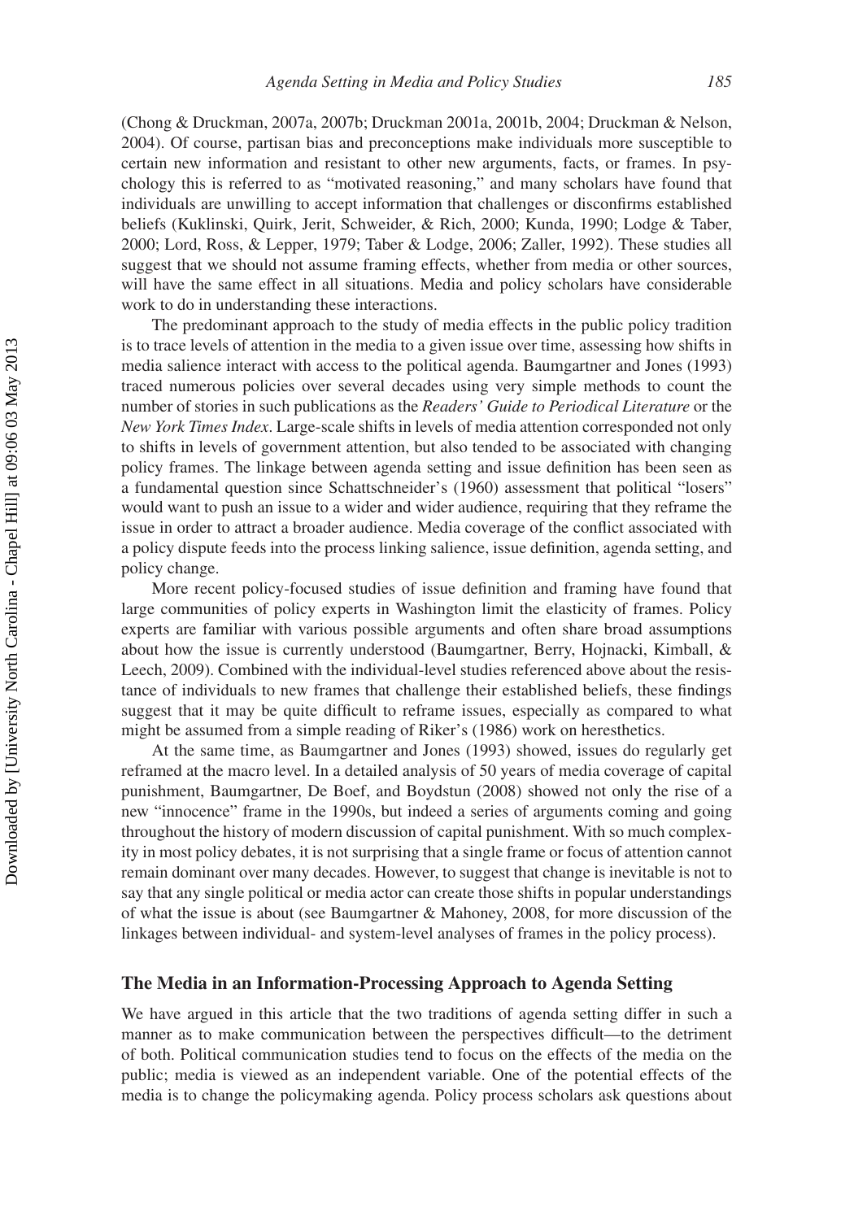(Chong & Druckman, 2007a, 2007b; Druckman 2001a, 2001b, 2004; Druckman & Nelson, 2004). Of course, partisan bias and preconceptions make individuals more susceptible to certain new information and resistant to other new arguments, facts, or frames. In psychology this is referred to as "motivated reasoning," and many scholars have found that individuals are unwilling to accept information that challenges or disconfirms established beliefs (Kuklinski, Quirk, Jerit, Schweider, & Rich, 2000; Kunda, 1990; Lodge & Taber, 2000; Lord, Ross, & Lepper, 1979; Taber & Lodge, 2006; Zaller, 1992). These studies all suggest that we should not assume framing effects, whether from media or other sources, will have the same effect in all situations. Media and policy scholars have considerable work to do in understanding these interactions.

The predominant approach to the study of media effects in the public policy tradition is to trace levels of attention in the media to a given issue over time, assessing how shifts in media salience interact with access to the political agenda. Baumgartner and Jones (1993) traced numerous policies over several decades using very simple methods to count the number of stories in such publications as the *Readers' Guide to Periodical Literature* or the *New York Times Index*. Large-scale shifts in levels of media attention corresponded not only to shifts in levels of government attention, but also tended to be associated with changing policy frames. The linkage between agenda setting and issue definition has been seen as a fundamental question since Schattschneider's (1960) assessment that political "losers" would want to push an issue to a wider and wider audience, requiring that they reframe the issue in order to attract a broader audience. Media coverage of the conflict associated with a policy dispute feeds into the process linking salience, issue definition, agenda setting, and policy change.

More recent policy-focused studies of issue definition and framing have found that large communities of policy experts in Washington limit the elasticity of frames. Policy experts are familiar with various possible arguments and often share broad assumptions about how the issue is currently understood (Baumgartner, Berry, Hojnacki, Kimball, & Leech, 2009). Combined with the individual-level studies referenced above about the resistance of individuals to new frames that challenge their established beliefs, these findings suggest that it may be quite difficult to reframe issues, especially as compared to what might be assumed from a simple reading of Riker's (1986) work on heresthetics.

At the same time, as Baumgartner and Jones (1993) showed, issues do regularly get reframed at the macro level. In a detailed analysis of 50 years of media coverage of capital punishment, Baumgartner, De Boef, and Boydstun (2008) showed not only the rise of a new "innocence" frame in the 1990s, but indeed a series of arguments coming and going throughout the history of modern discussion of capital punishment. With so much complexity in most policy debates, it is not surprising that a single frame or focus of attention cannot remain dominant over many decades. However, to suggest that change is inevitable is not to say that any single political or media actor can create those shifts in popular understandings of what the issue is about (see Baumgartner & Mahoney, 2008, for more discussion of the linkages between individual- and system-level analyses of frames in the policy process).

## The Media in an Information-Processing Approach to Agenda Setting

We have argued in this article that the two traditions of agenda setting differ in such a manner as to make communication between the perspectives difficult—to the detriment of both. Political communication studies tend to focus on the effects of the media on the public; media is viewed as an independent variable. One of the potential effects of the media is to change the policymaking agenda. Policy process scholars ask questions about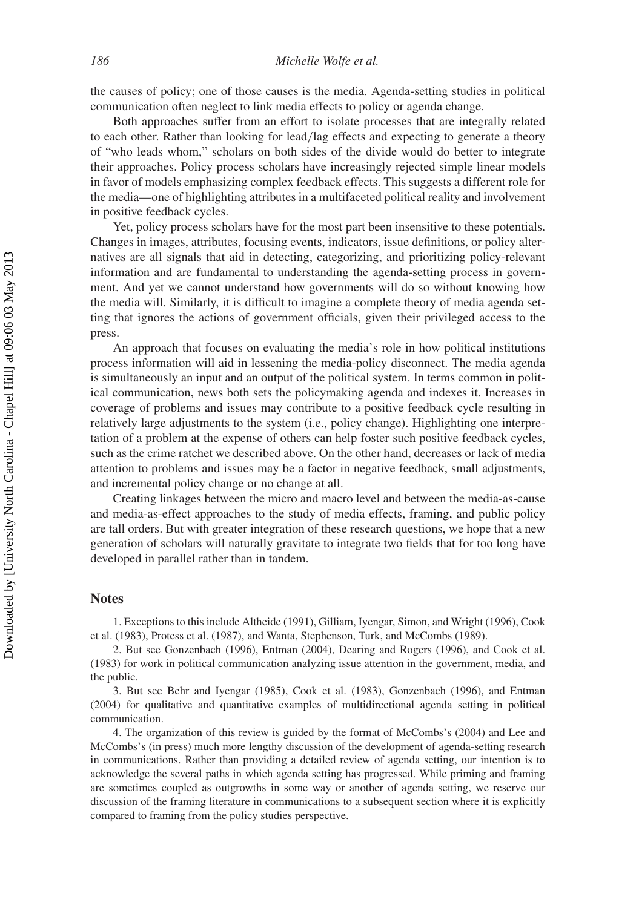the causes of policy; one of those causes is the media. Agenda-setting studies in political communication often neglect to link media effects to policy or agenda change.

Both approaches suffer from an effort to isolate processes that are integrally related to each other. Rather than looking for lead/lag effects and expecting to generate a theory of "who leads whom," scholars on both sides of the divide would do better to integrate their approaches. Policy process scholars have increasingly rejected simple linear models in favor of models emphasizing complex feedback effects. This suggests a different role for the media—one of highlighting attributes in a multifaceted political reality and involvement in positive feedback cycles.

Yet, policy process scholars have for the most part been insensitive to these potentials. Changes in images, attributes, focusing events, indicators, issue definitions, or policy alternatives are all signals that aid in detecting, categorizing, and prioritizing policy-relevant information and are fundamental to understanding the agenda-setting process in government. And yet we cannot understand how governments will do so without knowing how the media will. Similarly, it is difficult to imagine a complete theory of media agenda setting that ignores the actions of government officials, given their privileged access to the press.

An approach that focuses on evaluating the media's role in how political institutions process information will aid in lessening the media-policy disconnect. The media agenda is simultaneously an input and an output of the political system. In terms common in political communication, news both sets the policymaking agenda and indexes it. Increases in coverage of problems and issues may contribute to a positive feedback cycle resulting in relatively large adjustments to the system (i.e., policy change). Highlighting one interpretation of a problem at the expense of others can help foster such positive feedback cycles, such as the crime ratchet we described above. On the other hand, decreases or lack of media attention to problems and issues may be a factor in negative feedback, small adjustments, and incremental policy change or no change at all.

Creating linkages between the micro and macro level and between the media-as-cause and media-as-effect approaches to the study of media effects, framing, and public policy are tall orders. But with greater integration of these research questions, we hope that a new generation of scholars will naturally gravitate to integrate two fields that for too long have developed in parallel rather than in tandem.

## Notes

1. Exceptions to this include Altheide (1991), Gilliam, Iyengar, Simon, and Wright (1996), Cook et al. (1983), Protess et al. (1987), and Wanta, Stephenson, Turk, and McCombs (1989).

2. But see Gonzenbach (1996), Entman (2004), Dearing and Rogers (1996), and Cook et al. (1983) for work in political communication analyzing issue attention in the government, media, and the public.

3. But see Behr and Iyengar (1985), Cook et al. (1983), Gonzenbach (1996), and Entman (2004) for qualitative and quantitative examples of multidirectional agenda setting in political communication.

4. The organization of this review is guided by the format of McCombs's (2004) and Lee and McCombs's (in press) much more lengthy discussion of the development of agenda-setting research in communications. Rather than providing a detailed review of agenda setting, our intention is to acknowledge the several paths in which agenda setting has progressed. While priming and framing are sometimes coupled as outgrowths in some way or another of agenda setting, we reserve our discussion of the framing literature in communications to a subsequent section where it is explicitly compared to framing from the policy studies perspective.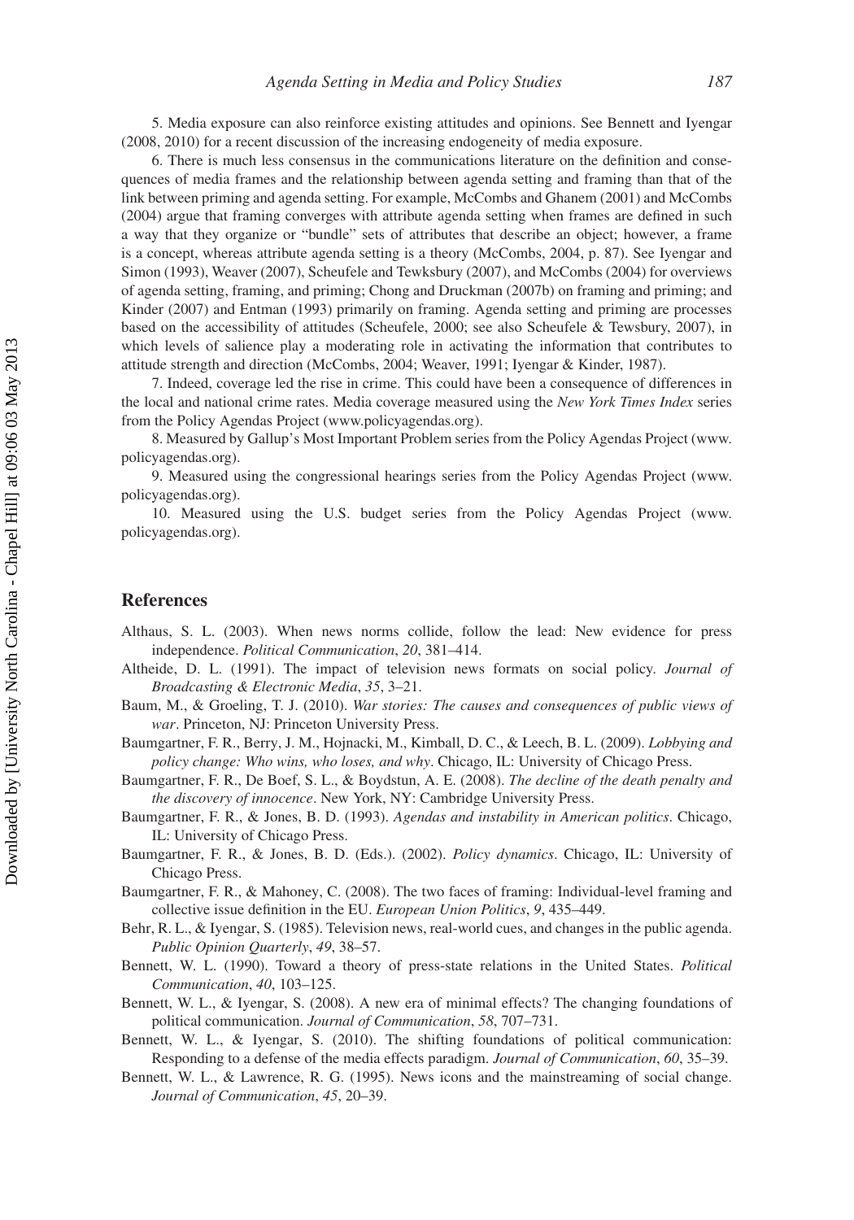5. Media exposure can also reinforce existing attitudes and opinions. See Bennett and Iyengar (2008, 2010) for a recent discussion of the increasing endogeneity of media exposure.

6. There is much less consensus in the communications literature on the definition and consequences of media frames and the relationship between agenda setting and framing than that of the link between priming and agenda setting. For example, McCombs and Ghanem (2001) and McCombs (2004) argue that framing converges with attribute agenda setting when frames are defined in such a way that they organize or "bundle" sets of attributes that describe an object; however, a frame is a concept, whereas attribute agenda setting is a theory (McCombs, 2004, p. 87). See Iyengar and Simon (1993), Weaver (2007), Scheufele and Tewksbury (2007), and McCombs (2004) for overviews of agenda setting, framing, and priming; Chong and Druckman (2007b) on framing and priming; and Kinder (2007) and Entman (1993) primarily on framing. Agenda setting and priming are processes based on the accessibility of attitudes (Scheufele, 2000; see also Scheufele & Tewsbury, 2007), in which levels of salience play a moderating role in activating the information that contributes to attitude strength and direction (McCombs, 2004; Weaver, 1991; Iyengar & Kinder, 1987).

7. Indeed, coverage led the rise in crime. This could have been a consequence of differences in the local and national crime rates. Media coverage measured using the *New York Times Index* series from the Policy Agendas Project (www.policyagendas.org).

8. Measured by Gallup's Most Important Problem series from the Policy Agendas Project (www.policyagendas.org).

9. Measured using the congressional hearings series from the Policy Agendas Project (www.policyagendas.org).

10. Measured using the U.S. budget series from the Policy Agendas Project (www.policyagendas.org).

## References

Althaus, S. L. (2003). When news norms collide, follow the lead: New evidence for press independence. *Political Communication*, *20*, 381–414.

Altheide, D. L. (1991). The impact of television news formats on social policy. *Journal of Broadcasting & Electronic Media*, *35*, 3–21.

Baum, M., & Groeling, T. J. (2010). *War stories: The causes and consequences of public views of war*. Princeton, NJ: Princeton University Press.

Baumgartner, F. R., Berry, J. M., Hojnacki, M., Kimball, D. C., & Leech, B. L. (2009). *Lobbying and policy change: Who wins, who loses, and why*. Chicago, IL: University of Chicago Press.

Baumgartner, F. R., De Boef, S. L., & Boydstun, A. E. (2008). *The decline of the death penalty and the discovery of innocence*. New York, NY: Cambridge University Press.

Baumgartner, F. R., & Jones, B. D. (1993). *Agendas and instability in American politics*. Chicago, IL: University of Chicago Press.

Baumgartner, F. R., & Jones, B. D. (Eds.). (2002). *Policy dynamics*. Chicago, IL: University of Chicago Press.

Baumgartner, F. R., & Mahoney, C. (2008). The two faces of framing: Individual-level framing and collective issue definition in the EU. *European Union Politics*, *9*, 435–449.

Behr, R. L., & Iyengar, S. (1985). Television news, real-world cues, and changes in the public agenda. *Public Opinion Quarterly*, *49*, 38–57.

Bennett, W. L. (1990). Toward a theory of press-state relations in the United States. *Political Communication*, *40*, 103–125.

Bennett, W. L., & Iyengar, S. (2008). A new era of minimal effects? The changing foundations of political communication. *Journal of Communication*, *58*, 707–731.

Bennett, W. L., & Iyengar, S. (2010). The shifting foundations of political communication: Responding to a defense of the media effects paradigm. *Journal of Communication*, *60*, 35–39.

Bennett, W. L., & Lawrence, R. G. (1995). News icons and the mainstreaming of social change. *Journal of Communication*, *45*, 20–39.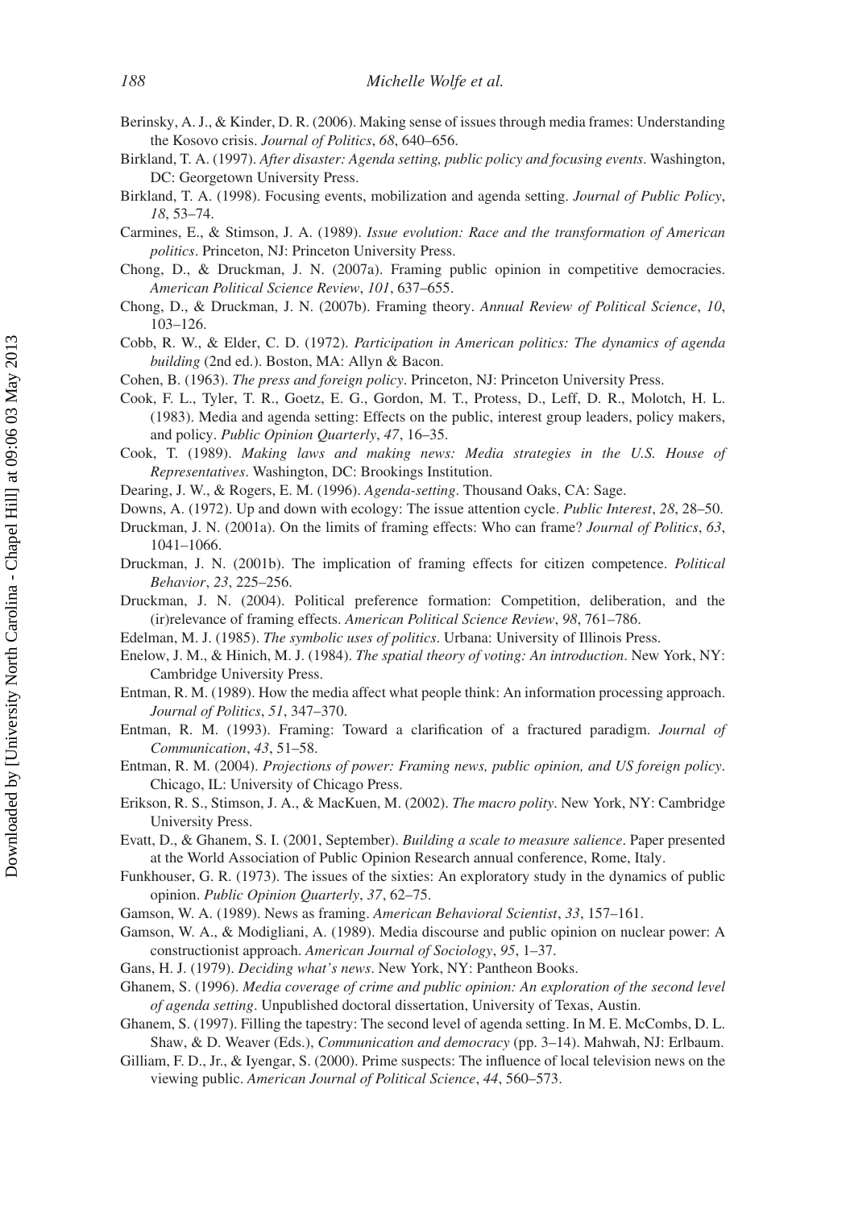Berinsky, A. J., & Kinder, D. R. (2006). Making sense of issues through media frames: Understanding the Kosovo crisis. *Journal of Politics*, *68*, 640–656.

Birkland, T. A. (1997). *After disaster: Agenda setting, public policy and focusing events*. Washington, DC: Georgetown University Press.

Birkland, T. A. (1998). Focusing events, mobilization and agenda setting. *Journal of Public Policy*, *18*, 53–74.

Carmines, E., & Stimson, J. A. (1989). *Issue evolution: Race and the transformation of American politics*. Princeton, NJ: Princeton University Press.

Chong, D., & Druckman, J. N. (2007a). Framing public opinion in competitive democracies. *American Political Science Review*, *101*, 637–655.

Chong, D., & Druckman, J. N. (2007b). Framing theory. *Annual Review of Political Science*, *10*, 103–126.

Cobb, R. W., & Elder, C. D. (1972). *Participation in American politics: The dynamics of agenda building* (2nd ed.). Boston, MA: Allyn & Bacon.

Cohen, B. (1963). *The press and foreign policy*. Princeton, NJ: Princeton University Press.

Cook, F. L., Tyler, T. R., Goetz, E. G., Gordon, M. T., Protess, D., Leff, D. R., Molotch, H. L. (1983). Media and agenda setting: Effects on the public, interest group leaders, policy makers, and policy. *Public Opinion Quarterly*, *47*, 16–35.

Cook, T. (1989). *Making laws and making news: Media strategies in the U.S. House of Representatives*. Washington, DC: Brookings Institution.

Dearing, J. W., & Rogers, E. M. (1996). *Agenda-setting*. Thousand Oaks, CA: Sage.

Downs, A. (1972). Up and down with ecology: The issue attention cycle. *Public Interest*, *28*, 28–50.

Druckman, J. N. (2001a). On the limits of framing effects: Who can frame? *Journal of Politics*, *63*, 1041–1066.

Druckman, J. N. (2001b). The implication of framing effects for citizen competence. *Political Behavior*, *23*, 225–256.

Druckman, J. N. (2004). Political preference formation: Competition, deliberation, and the (ir)relevance of framing effects. *American Political Science Review*, *98*, 761–786.

Edelman, M. J. (1985). *The symbolic uses of politics*. Urbana: University of Illinois Press.

Enelow, J. M., & Hinich, M. J. (1984). *The spatial theory of voting: An introduction*. New York, NY: Cambridge University Press.

Entman, R. M. (1989). How the media affect what people think: An information processing approach. *Journal of Politics*, *51*, 347–370.

Entman, R. M. (1993). Framing: Toward a clarification of a fractured paradigm. *Journal of Communication*, *43*, 51–58.

Entman, R. M. (2004). *Projections of power: Framing news, public opinion, and US foreign policy*. Chicago, IL: University of Chicago Press.

Erikson, R. S., Stimson, J. A., & MacKuen, M. (2002). *The macro polity*. New York, NY: Cambridge University Press.

Evatt, D., & Ghanem, S. I. (2001, September). *Building a scale to measure salience*. Paper presented at the World Association of Public Opinion Research annual conference, Rome, Italy.

Funkhouser, G. R. (1973). The issues of the sixties: An exploratory study in the dynamics of public opinion. *Public Opinion Quarterly*, *37*, 62–75.

Gamson, W. A. (1989). News as framing. *American Behavioral Scientist*, *33*, 157–161.

Gamson, W. A., & Modigliani, A. (1989). Media discourse and public opinion on nuclear power: A constructionist approach. *American Journal of Sociology*, *95*, 1–37.

Gans, H. J. (1979). *Deciding what's news*. New York, NY: Pantheon Books.

Ghanem, S. (1996). *Media coverage of crime and public opinion: An exploration of the second level of agenda setting*. Unpublished doctoral dissertation, University of Texas, Austin.

Ghanem, S. (1997). Filling the tapestry: The second level of agenda setting. In M. E. McCombs, D. L. Shaw, & D. Weaver (Eds.), *Communication and democracy* (pp. 3–14). Mahwah, NJ: Erlbaum.

Gilliam, F. D., Jr., & Iyengar, S. (2000). Prime suspects: The influence of local television news on the viewing public. *American Journal of Political Science*, *44*, 560–573.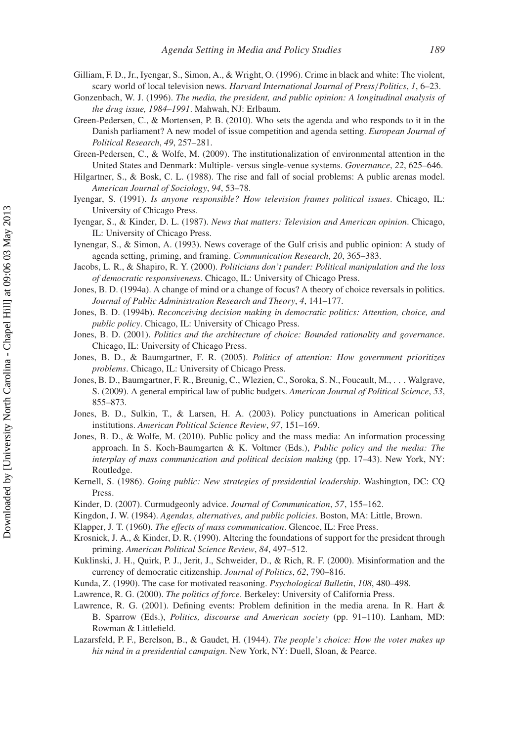Gilliam, F. D., Jr., Iyengar, S., Simon, A., & Wright, O. (1996). Crime in black and white: The violent, scary world of local television news. *Harvard International Journal of Press/Politics*, *1*, 6–23.

Gonzenbach, W. J. (1996). *The media, the president, and public opinion: A longitudinal analysis of the drug issue, 1984–1991*. Mahwah, NJ: Erlbaum.

Green-Pedersen, C., & Mortensen, P. B. (2010). Who sets the agenda and who responds to it in the Danish parliament? A new model of issue competition and agenda setting. *European Journal of Political Research*, *49*, 257–281.

Green-Pedersen, C., & Wolfe, M. (2009). The institutionalization of environmental attention in the United States and Denmark: Multiple- versus single-venue systems. *Governance*, *22*, 625–646.

Hilgartner, S., & Bosk, C. L. (1988). The rise and fall of social problems: A public arenas model. *American Journal of Sociology*, *94*, 53–78.

Iyengar, S. (1991). *Is anyone responsible? How television frames political issues*. Chicago, IL: University of Chicago Press.

Iyengar, S., & Kinder, D. L. (1987). *News that matters: Television and American opinion*. Chicago, IL: University of Chicago Press.

Iynengar, S., & Simon, A. (1993). News coverage of the Gulf crisis and public opinion: A study of agenda setting, priming, and framing. *Communication Research*, *20*, 365–383.

Jacobs, L. R., & Shapiro, R. Y. (2000). *Politicians don't pander: Political manipulation and the loss of democratic responsiveness*. Chicago, IL: University of Chicago Press.

Jones, B. D. (1994a). A change of mind or a change of focus? A theory of choice reversals in politics. *Journal of Public Administration Research and Theory*, *4*, 141–177.

Jones, B. D. (1994b). *Reconceiving decision making in democratic politics: Attention, choice, and public policy*. Chicago, IL: University of Chicago Press.

Jones, B. D. (2001). *Politics and the architecture of choice: Bounded rationality and governance*. Chicago, IL: University of Chicago Press.

Jones, B. D., & Baumgartner, F. R. (2005). *Politics of attention: How government prioritizes problems*. Chicago, IL: University of Chicago Press.

Jones, B. D., Baumgartner, F. R., Breunig, C., Wlezien, C., Soroka, S. N., Foucault, M., . . . Walgrave, S. (2009). A general empirical law of public budgets. *American Journal of Political Science*, *53*, 855–873.

Jones, B. D., Sulkin, T., & Larsen, H. A. (2003). Policy punctuations in American political institutions. *American Political Science Review*, *97*, 151–169.

Jones, B. D., & Wolfe, M. (2010). Public policy and the mass media: An information processing approach. In S. Koch-Baumgarten & K. Voltmer (Eds.), *Public policy and the media: The interplay of mass communication and political decision making* (pp. 17–43). New York, NY: Routledge.

Kernell, S. (1986). *Going public: New strategies of presidential leadership*. Washington, DC: CQ Press.

Kinder, D. (2007). Curmudgeonly advice. *Journal of Communication*, *57*, 155–162.

Kingdon, J. W. (1984). *Agendas, alternatives, and public policies*. Boston, MA: Little, Brown.

Klapper, J. T. (1960). *The effects of mass communication*. Glencoe, IL: Free Press.

Krosnick, J. A., & Kinder, D. R. (1990). Altering the foundations of support for the president through priming. *American Political Science Review*, *84*, 497–512.

Kuklinski, J. H., Quirk, P. J., Jerit, J., Schweider, D., & Rich, R. F. (2000). Misinformation and the currency of democratic citizenship. *Journal of Politics*, *62*, 790–816.

Kunda, Z. (1990). The case for motivated reasoning. *Psychological Bulletin*, *108*, 480–498.

Lawrence, R. G. (2000). *The politics of force*. Berkeley: University of California Press.

Lawrence, R. G. (2001). Defining events: Problem definition in the media arena. In R. Hart & B. Sparrow (Eds.), *Politics, discourse and American society* (pp. 91–110). Lanham, MD: Rowman & Littlefield.

Lazarsfeld, P. F., Berelson, B., & Gaudet, H. (1944). *The people's choice: How the voter makes up his mind in a presidential campaign*. New York, NY: Duell, Sloan, & Pearce.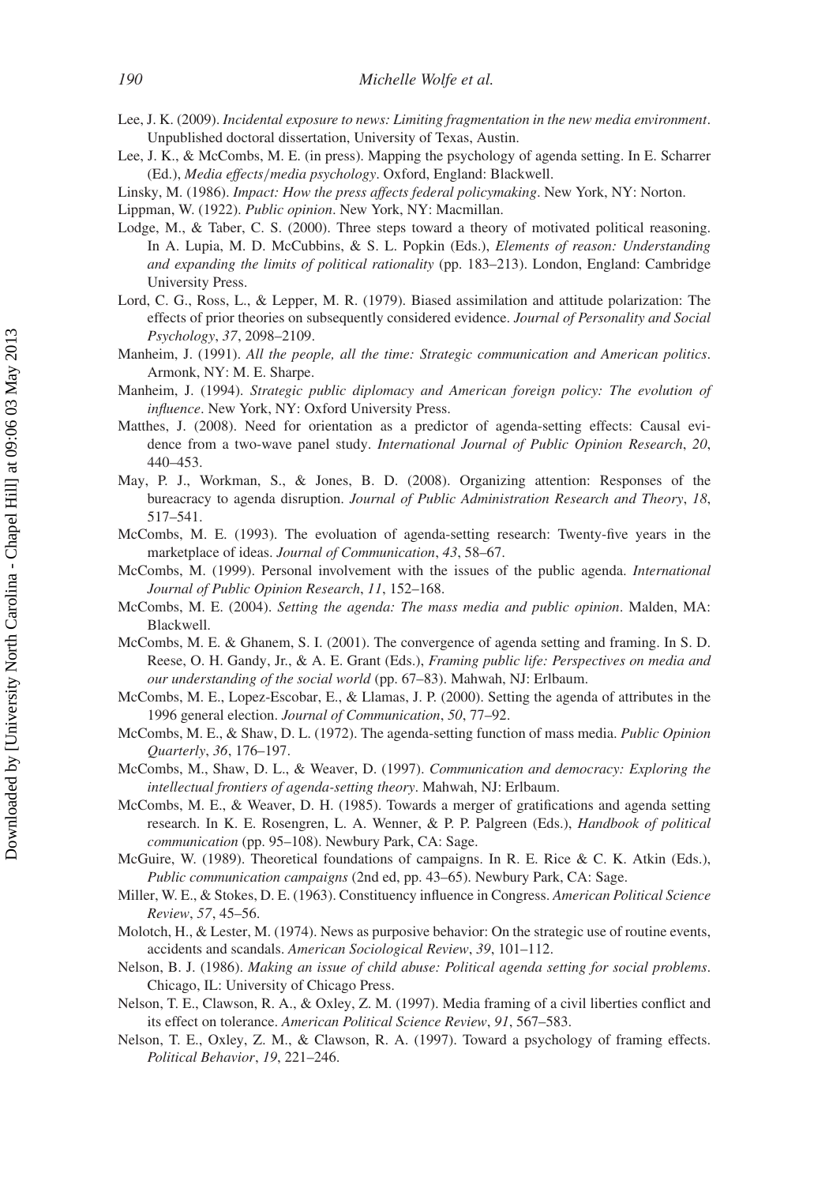Lee, J. K. (2009). *Incidental exposure to news: Limiting fragmentation in the new media environment*. Unpublished doctoral dissertation, University of Texas, Austin.

Lee, J. K., & McCombs, M. E. (in press). Mapping the psychology of agenda setting. In E. Scharrer (Ed.), *Media effects/media psychology*. Oxford, England: Blackwell.

Linsky, M. (1986). *Impact: How the press affects federal policymaking*. New York, NY: Norton.

Lippman, W. (1922). *Public opinion*. New York, NY: Macmillan.

Lodge, M., & Taber, C. S. (2000). Three steps toward a theory of motivated political reasoning. In A. Lupia, M. D. McCubbins, & S. L. Popkin (Eds.), *Elements of reason: Understanding and expanding the limits of political rationality* (pp. 183–213). London, England: Cambridge University Press.

Lord, C. G., Ross, L., & Lepper, M. R. (1979). Biased assimilation and attitude polarization: The effects of prior theories on subsequently considered evidence. *Journal of Personality and Social Psychology*, *37*, 2098–2109.

Manheim, J. (1991). *All the people, all the time: Strategic communication and American politics*. Armonk, NY: M. E. Sharpe.

Manheim, J. (1994). *Strategic public diplomacy and American foreign policy: The evolution of influence*. New York, NY: Oxford University Press.

Matthes, J. (2008). Need for orientation as a predictor of agenda-setting effects: Causal evidence from a two-wave panel study. *International Journal of Public Opinion Research*, *20*, 440–453.

May, P. J., Workman, S., & Jones, B. D. (2008). Organizing attention: Responses of the bureacracy to agenda disruption. *Journal of Public Administration Research and Theory*, *18*, 517–541.

McCombs, M. E. (1993). The evoluation of agenda-setting research: Twenty-five years in the marketplace of ideas. *Journal of Communication*, *43*, 58–67.

McCombs, M. (1999). Personal involvement with the issues of the public agenda. *International Journal of Public Opinion Research*, *11*, 152–168.

McCombs, M. E. (2004). *Setting the agenda: The mass media and public opinion*. Malden, MA: Blackwell.

McCombs, M. E. & Ghanem, S. I. (2001). The convergence of agenda setting and framing. In S. D. Reese, O. H. Gandy, Jr., & A. E. Grant (Eds.), *Framing public life: Perspectives on media and our understanding of the social world* (pp. 67–83). Mahwah, NJ: Erlbaum.

McCombs, M. E., Lopez-Escobar, E., & Llamas, J. P. (2000). Setting the agenda of attributes in the 1996 general election. *Journal of Communication*, *50*, 77–92.

McCombs, M. E., & Shaw, D. L. (1972). The agenda-setting function of mass media. *Public Opinion Quarterly*, *36*, 176–197.

McCombs, M., Shaw, D. L., & Weaver, D. (1997). *Communication and democracy: Exploring the intellectual frontiers of agenda-setting theory*. Mahwah, NJ: Erlbaum.

McCombs, M. E., & Weaver, D. H. (1985). Towards a merger of gratifications and agenda setting research. In K. E. Rosengren, L. A. Wenner, & P. P. Palgreen (Eds.), *Handbook of political communication* (pp. 95–108). Newbury Park, CA: Sage.

McGuire, W. (1989). Theoretical foundations of campaigns. In R. E. Rice & C. K. Atkin (Eds.), *Public communication campaigns* (2nd ed, pp. 43–65). Newbury Park, CA: Sage.

Miller, W. E., & Stokes, D. E. (1963). Constituency influence in Congress. *American Political Science Review*, *57*, 45–56.

Molotch, H., & Lester, M. (1974). News as purposive behavior: On the strategic use of routine events, accidents and scandals. *American Sociological Review*, *39*, 101–112.

Nelson, B. J. (1986). *Making an issue of child abuse: Political agenda setting for social problems*. Chicago, IL: University of Chicago Press.

Nelson, T. E., Clawson, R. A., & Oxley, Z. M. (1997). Media framing of a civil liberties conflict and its effect on tolerance. *American Political Science Review*, *91*, 567–583.

Nelson, T. E., Oxley, Z. M., & Clawson, R. A. (1997). Toward a psychology of framing effects. *Political Behavior*, *19*, 221–246.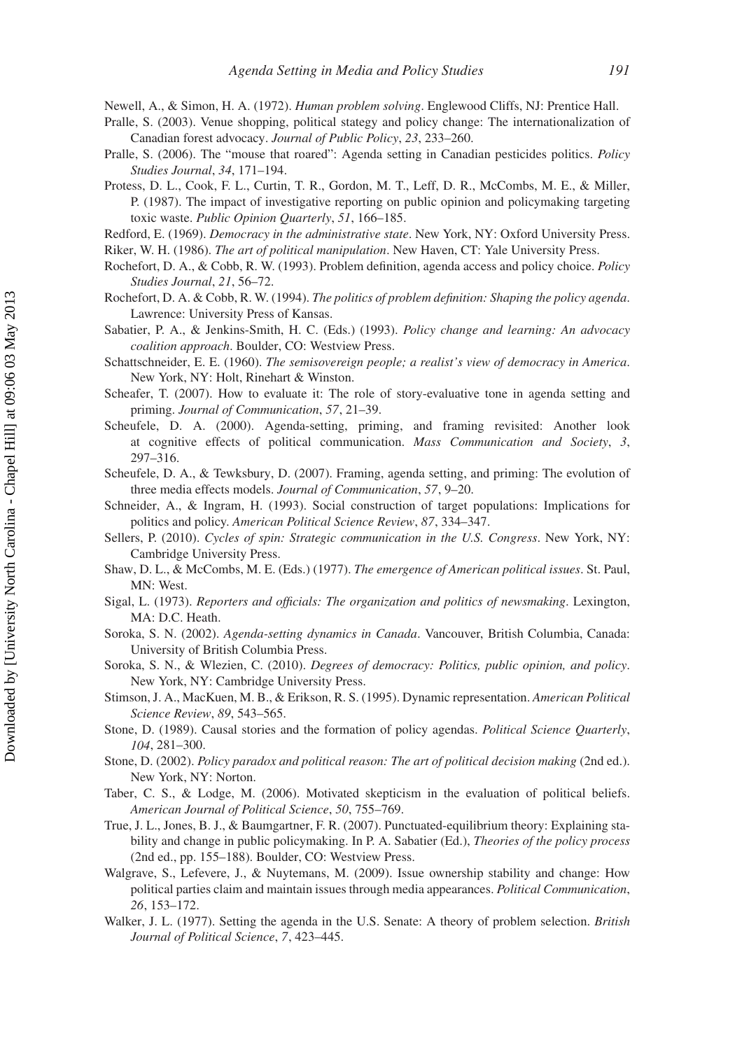Newell, A., & Simon, H. A. (1972). *Human problem solving*. Englewood Cliffs, NJ: Prentice Hall.

Pralle, S. (2003). Venue shopping, political stategy and policy change: The internationalization of Canadian forest advocacy. *Journal of Public Policy*, *23*, 233–260.

Pralle, S. (2006). The "mouse that roared": Agenda setting in Canadian pesticides politics. *Policy Studies Journal*, *34*, 171–194.

Protess, D. L., Cook, F. L., Curtin, T. R., Gordon, M. T., Leff, D. R., McCombs, M. E., & Miller, P. (1987). The impact of investigative reporting on public opinion and policymaking targeting toxic waste. *Public Opinion Quarterly*, *51*, 166–185.

Redford, E. (1969). *Democracy in the administrative state*. New York, NY: Oxford University Press.

Riker, W. H. (1986). *The art of political manipulation*. New Haven, CT: Yale University Press.

Rochefort, D. A., & Cobb, R. W. (1993). Problem definition, agenda access and policy choice. *Policy Studies Journal*, *21*, 56–72.

Rochefort, D. A. & Cobb, R. W. (1994). *The politics of problem definition: Shaping the policy agenda*. Lawrence: University Press of Kansas.

Sabatier, P. A., & Jenkins-Smith, H. C. (Eds.) (1993). *Policy change and learning: An advocacy coalition approach*. Boulder, CO: Westview Press.

Schattschneider, E. E. (1960). *The semisovereign people; a realist's view of democracy in America*. New York, NY: Holt, Rinehart & Winston.

Scheafer, T. (2007). How to evaluate it: The role of story-evaluative tone in agenda setting and priming. *Journal of Communication*, *57*, 21–39.

Scheufele, D. A. (2000). Agenda-setting, priming, and framing revisited: Another look at cognitive effects of political communication. *Mass Communication and Society*, *3*, 297–316.

Scheufele, D. A., & Tewksbury, D. (2007). Framing, agenda setting, and priming: The evolution of three media effects models. *Journal of Communication*, *57*, 9–20.

Schneider, A., & Ingram, H. (1993). Social construction of target populations: Implications for politics and policy. *American Political Science Review*, *87*, 334–347.

Sellers, P. (2010). *Cycles of spin: Strategic communication in the U.S. Congress*. New York, NY: Cambridge University Press.

Shaw, D. L., & McCombs, M. E. (Eds.) (1977). *The emergence of American political issues*. St. Paul, MN: West.

Sigal, L. (1973). *Reporters and officials: The organization and politics of newsmaking*. Lexington, MA: D.C. Heath.

Soroka, S. N. (2002). *Agenda-setting dynamics in Canada*. Vancouver, British Columbia, Canada: University of British Columbia Press.

Soroka, S. N., & Wlezien, C. (2010). *Degrees of democracy: Politics, public opinion, and policy*. New York, NY: Cambridge University Press.

Stimson, J. A., MacKuen, M. B., & Erikson, R. S. (1995). Dynamic representation. *American Political Science Review*, *89*, 543–565.

Stone, D. (1989). Causal stories and the formation of policy agendas. *Political Science Quarterly*, *104*, 281–300.

Stone, D. (2002). *Policy paradox and political reason: The art of political decision making* (2nd ed.). New York, NY: Norton.

Taber, C. S., & Lodge, M. (2006). Motivated skepticism in the evaluation of political beliefs. *American Journal of Political Science*, *50*, 755–769.

True, J. L., Jones, B. J., & Baumgartner, F. R. (2007). Punctuated-equilibrium theory: Explaining stability and change in public policymaking. In P. A. Sabatier (Ed.), *Theories of the policy process* (2nd ed., pp. 155–188). Boulder, CO: Westview Press.

Walgrave, S., Lefevere, J., & Nuytemans, M. (2009). Issue ownership stability and change: How political parties claim and maintain issues through media appearances. *Political Communication*, *26*, 153–172.

Walker, J. L. (1977). Setting the agenda in the U.S. Senate: A theory of problem selection. *British Journal of Political Science*, *7*, 423–445.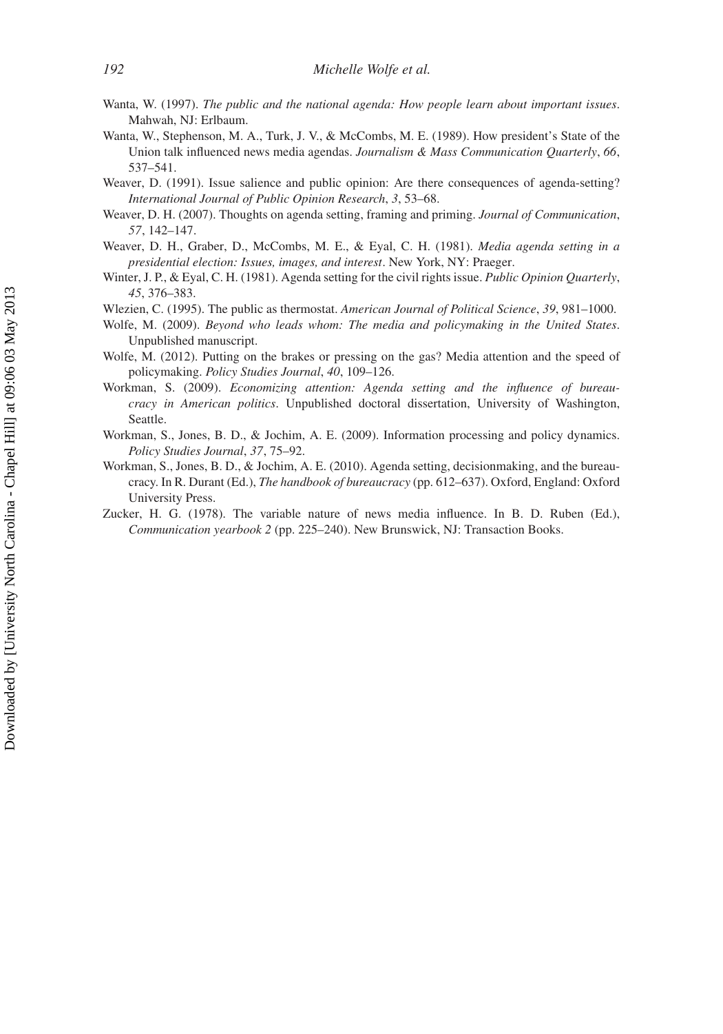Wanta, W. (1997). *The public and the national agenda: How people learn about important issues*. Mahwah, NJ: Erlbaum.

Wanta, W., Stephenson, M. A., Turk, J. V., & McCombs, M. E. (1989). How president's State of the Union talk influenced news media agendas. *Journalism & Mass Communication Quarterly*, *66*, 537–541.

Weaver, D. (1991). Issue salience and public opinion: Are there consequences of agenda-setting? *International Journal of Public Opinion Research*, *3*, 53–68.

Weaver, D. H. (2007). Thoughts on agenda setting, framing and priming. *Journal of Communication*, *57*, 142–147.

Weaver, D. H., Graber, D., McCombs, M. E., & Eyal, C. H. (1981). *Media agenda setting in a presidential election: Issues, images, and interest*. New York, NY: Praeger.

Winter, J. P., & Eyal, C. H. (1981). Agenda setting for the civil rights issue. *Public Opinion Quarterly*, *45*, 376–383.

Wlezien, C. (1995). The public as thermostat. *American Journal of Political Science*, *39*, 981–1000.

Wolfe, M. (2009). *Beyond who leads whom: The media and policymaking in the United States*. Unpublished manuscript.

Wolfe, M. (2012). Putting on the brakes or pressing on the gas? Media attention and the speed of policymaking. *Policy Studies Journal*, *40*, 109–126.

Workman, S. (2009). *Economizing attention: Agenda setting and the influence of bureaucracy in American politics*. Unpublished doctoral dissertation, University of Washington, Seattle.

Workman, S., Jones, B. D., & Jochim, A. E. (2009). Information processing and policy dynamics. *Policy Studies Journal*, *37*, 75–92.

Workman, S., Jones, B. D., & Jochim, A. E. (2010). Agenda setting, decisionmaking, and the bureaucracy. In R. Durant (Ed.), *The handbook of bureaucracy* (pp. 612–637). Oxford, England: Oxford University Press.

Zucker, H. G. (1978). The variable nature of news media influence. In B. D. Ruben (Ed.), *Communication yearbook 2* (pp. 225–240). New Brunswick, NJ: Transaction Books.